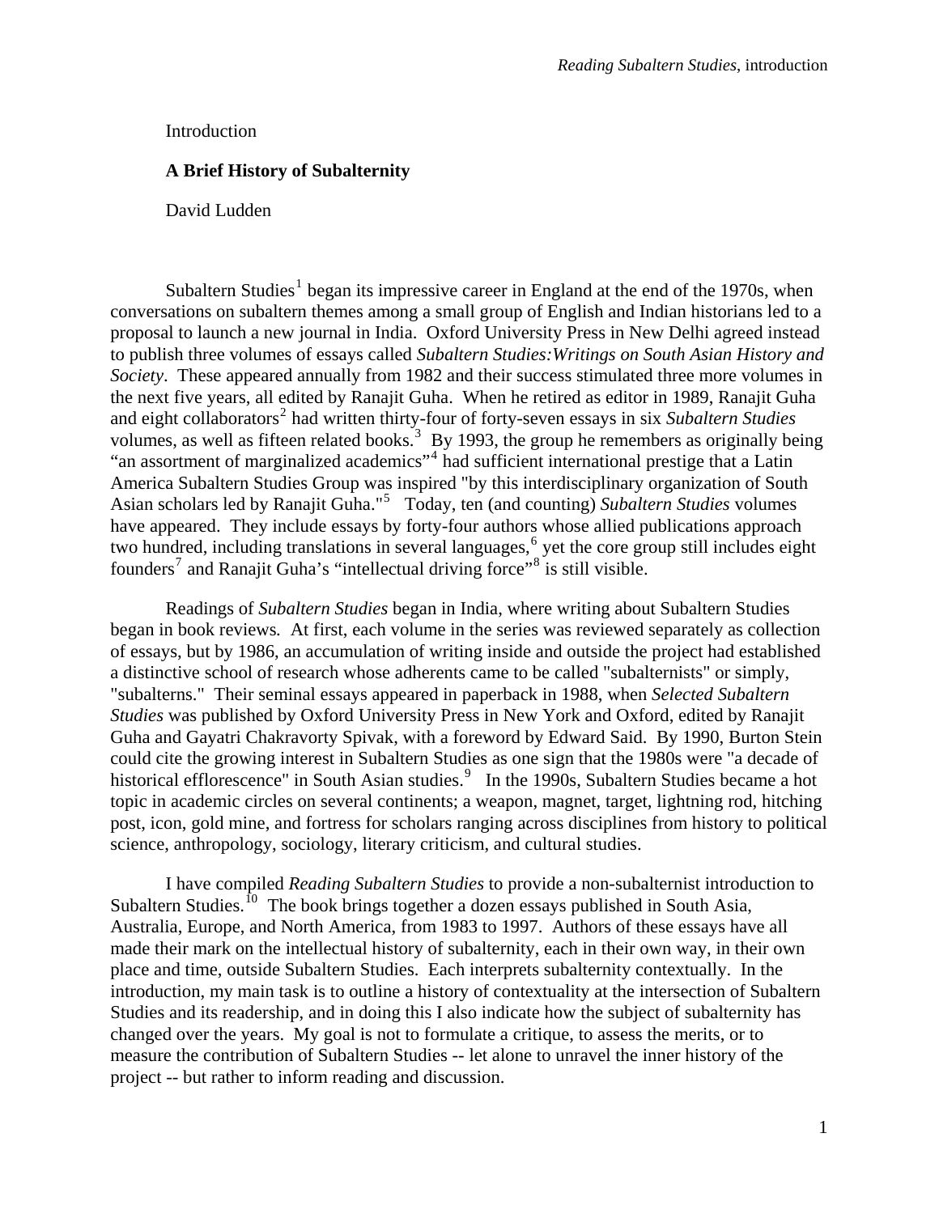Introduction

## A Brief History of Subalternity

David Ludden

Subaltern Studies[1] began its impressive career in England at the end of the 1970s, when conversations on subaltern themes among a small group of English and Indian historians led to a proposal to launch a new journal in India. Oxford University Press in New Delhi agreed instead to publish three volumes of essays called *Subaltern Studies:Writings on South Asian History and Society*. These appeared annually from 1982 and their success stimulated three more volumes in the next five years, all edited by Ranajit Guha. When he retired as editor in 1989, Ranajit Guha and eight collaborators[2] had written thirty-four of forty-seven essays in six *Subaltern Studies* volumes, as well as fifteen related books.[3] By 1993, the group he remembers as originally being "an assortment of marginalized academics"[4] had sufficient international prestige that a Latin America Subaltern Studies Group was inspired "by this interdisciplinary organization of South Asian scholars led by Ranajit Guha."[5] Today, ten (and counting) *Subaltern Studies* volumes have appeared. They include essays by forty-four authors whose allied publications approach two hundred, including translations in several languages,[6] yet the core group still includes eight founders[7] and Ranajit Guha's "intellectual driving force"[8] is still visible.

Readings of *Subaltern Studies* began in India, where writing about Subaltern Studies began in book reviews. At first, each volume in the series was reviewed separately as collection of essays, but by 1986, an accumulation of writing inside and outside the project had established a distinctive school of research whose adherents came to be called "subalternists" or simply, "subalterns." Their seminal essays appeared in paperback in 1988, when *Selected Subaltern Studies* was published by Oxford University Press in New York and Oxford, edited by Ranajit Guha and Gayatri Chakravorty Spivak, with a foreword by Edward Said. By 1990, Burton Stein could cite the growing interest in Subaltern Studies as one sign that the 1980s were "a decade of historical efflorescence" in South Asian studies.[9] In the 1990s, Subaltern Studies became a hot topic in academic circles on several continents; a weapon, magnet, target, lightning rod, hitching post, icon, gold mine, and fortress for scholars ranging across disciplines from history to political science, anthropology, sociology, literary criticism, and cultural studies.

I have compiled *Reading Subaltern Studies* to provide a non-subalternist introduction to Subaltern Studies.[10] The book brings together a dozen essays published in South Asia, Australia, Europe, and North America, from 1983 to 1997. Authors of these essays have all made their mark on the intellectual history of subalternity, each in their own way, in their own place and time, outside Subaltern Studies. Each interprets subalternity contextually. In the introduction, my main task is to outline a history of contextuality at the intersection of Subaltern Studies and its readership, and in doing this I also indicate how the subject of subalternity has changed over the years. My goal is not to formulate a critique, to assess the merits, or to measure the contribution of Subaltern Studies -- let alone to unravel the inner history of the project -- but rather to inform reading and discussion.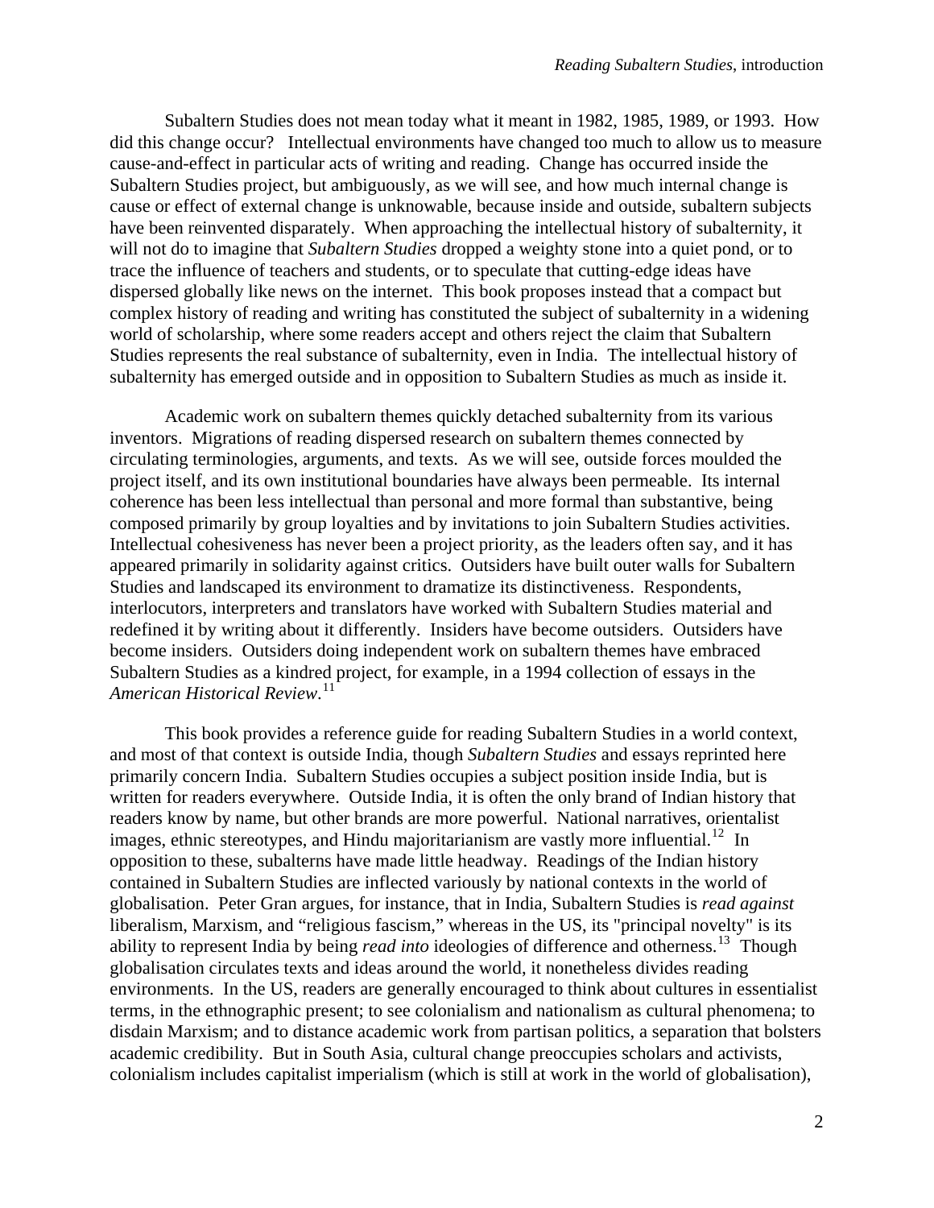Subaltern Studies does not mean today what it meant in 1982, 1985, 1989, or 1993. How did this change occur? Intellectual environments have changed too much to allow us to measure cause-and-effect in particular acts of writing and reading. Change has occurred inside the Subaltern Studies project, but ambiguously, as we will see, and how much internal change is cause or effect of external change is unknowable, because inside and outside, subaltern subjects have been reinvented disparately. When approaching the intellectual history of subalternity, it will not do to imagine that *Subaltern Studies* dropped a weighty stone into a quiet pond, or to trace the influence of teachers and students, or to speculate that cutting-edge ideas have dispersed globally like news on the internet. This book proposes instead that a compact but complex history of reading and writing has constituted the subject of subalternity in a widening world of scholarship, where some readers accept and others reject the claim that Subaltern Studies represents the real substance of subalternity, even in India. The intellectual history of subalternity has emerged outside and in opposition to Subaltern Studies as much as inside it.

Academic work on subaltern themes quickly detached subalternity from its various inventors. Migrations of reading dispersed research on subaltern themes connected by circulating terminologies, arguments, and texts. As we will see, outside forces moulded the project itself, and its own institutional boundaries have always been permeable. Its internal coherence has been less intellectual than personal and more formal than substantive, being composed primarily by group loyalties and by invitations to join Subaltern Studies activities. Intellectual cohesiveness has never been a project priority, as the leaders often say, and it has appeared primarily in solidarity against critics. Outsiders have built outer walls for Subaltern Studies and landscaped its environment to dramatize its distinctiveness. Respondents, interlocutors, interpreters and translators have worked with Subaltern Studies material and redefined it by writing about it differently. Insiders have become outsiders. Outsiders have become insiders. Outsiders doing independent work on subaltern themes have embraced Subaltern Studies as a kindred project, for example, in a 1994 collection of essays in the *American Historical Review*.[11]

This book provides a reference guide for reading Subaltern Studies in a world context, and most of that context is outside India, though *Subaltern Studies* and essays reprinted here primarily concern India. Subaltern Studies occupies a subject position inside India, but is written for readers everywhere. Outside India, it is often the only brand of Indian history that readers know by name, but other brands are more powerful. National narratives, orientalist images, ethnic stereotypes, and Hindu majoritarianism are vastly more influential.[12] In opposition to these, subalterns have made little headway. Readings of the Indian history contained in Subaltern Studies are inflected variously by national contexts in the world of globalisation. Peter Gran argues, for instance, that in India, Subaltern Studies is *read against* liberalism, Marxism, and "religious fascism," whereas in the US, its "principal novelty" is its ability to represent India by being *read into* ideologies of difference and otherness.[13] Though globalisation circulates texts and ideas around the world, it nonetheless divides reading environments. In the US, readers are generally encouraged to think about cultures in essentialist terms, in the ethnographic present; to see colonialism and nationalism as cultural phenomena; to disdain Marxism; and to distance academic work from partisan politics, a separation that bolsters academic credibility. But in South Asia, cultural change preoccupies scholars and activists, colonialism includes capitalist imperialism (which is still at work in the world of globalisation),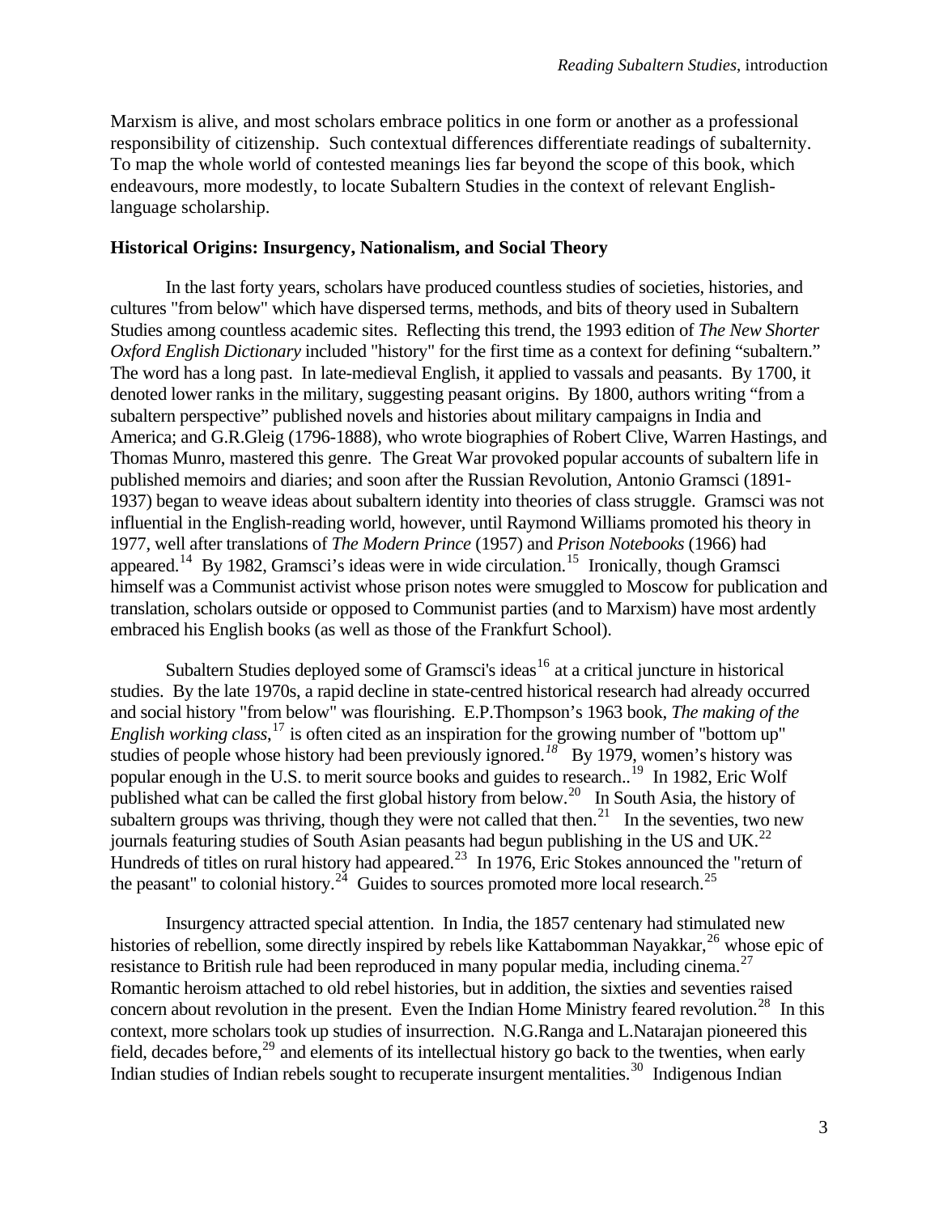Marxism is alive, and most scholars embrace politics in one form or another as a professional responsibility of citizenship. Such contextual differences differentiate readings of subalternity. To map the whole world of contested meanings lies far beyond the scope of this book, which endeavours, more modestly, to locate Subaltern Studies in the context of relevant English-language scholarship.

**Historical Origins: Insurgency, Nationalism, and Social Theory**

In the last forty years, scholars have produced countless studies of societies, histories, and cultures "from below" which have dispersed terms, methods, and bits of theory used in Subaltern Studies among countless academic sites. Reflecting this trend, the 1993 edition of *The New Shorter Oxford English Dictionary* included "history" for the first time as a context for defining "subaltern." The word has a long past. In late-medieval English, it applied to vassals and peasants. By 1700, it denoted lower ranks in the military, suggesting peasant origins. By 1800, authors writing "from a subaltern perspective" published novels and histories about military campaigns in India and America; and G.R.Gleig (1796-1888), who wrote biographies of Robert Clive, Warren Hastings, and Thomas Munro, mastered this genre. The Great War provoked popular accounts of subaltern life in published memoirs and diaries; and soon after the Russian Revolution, Antonio Gramsci (1891-1937) began to weave ideas about subaltern identity into theories of class struggle. Gramsci was not influential in the English-reading world, however, until Raymond Williams promoted his theory in 1977, well after translations of *The Modern Prince* (1957) and *Prison Notebooks* (1966) had appeared.[14] By 1982, Gramsci's ideas were in wide circulation.[15] Ironically, though Gramsci himself was a Communist activist whose prison notes were smuggled to Moscow for publication and translation, scholars outside or opposed to Communist parties (and to Marxism) have most ardently embraced his English books (as well as those of the Frankfurt School).

Subaltern Studies deployed some of Gramsci's ideas[16] at a critical juncture in historical studies. By the late 1970s, a rapid decline in state-centred historical research had already occurred and social history "from below" was flourishing. E.P.Thompson's 1963 book, *The making of the English working class*,[17] is often cited as an inspiration for the growing number of "bottom up" studies of people whose history had been previously ignored.[18] By 1979, women's history was popular enough in the U.S. to merit source books and guides to research..[19] In 1982, Eric Wolf published what can be called the first global history from below.[20] In South Asia, the history of subaltern groups was thriving, though they were not called that then.[21] In the seventies, two new journals featuring studies of South Asian peasants had begun publishing in the US and UK.[22] Hundreds of titles on rural history had appeared.[23] In 1976, Eric Stokes announced the "return of the peasant" to colonial history.[24] Guides to sources promoted more local research.[25]

Insurgency attracted special attention. In India, the 1857 centenary had stimulated new histories of rebellion, some directly inspired by rebels like Kattabomman Nayakkar,[26] whose epic of resistance to British rule had been reproduced in many popular media, including cinema.[27] Romantic heroism attached to old rebel histories, but in addition, the sixties and seventies raised concern about revolution in the present. Even the Indian Home Ministry feared revolution.[28] In this context, more scholars took up studies of insurrection. N.G.Ranga and L.Natarajan pioneered this field, decades before,[29] and elements of its intellectual history go back to the twenties, when early Indian studies of Indian rebels sought to recuperate insurgent mentalities.[30] Indigenous Indian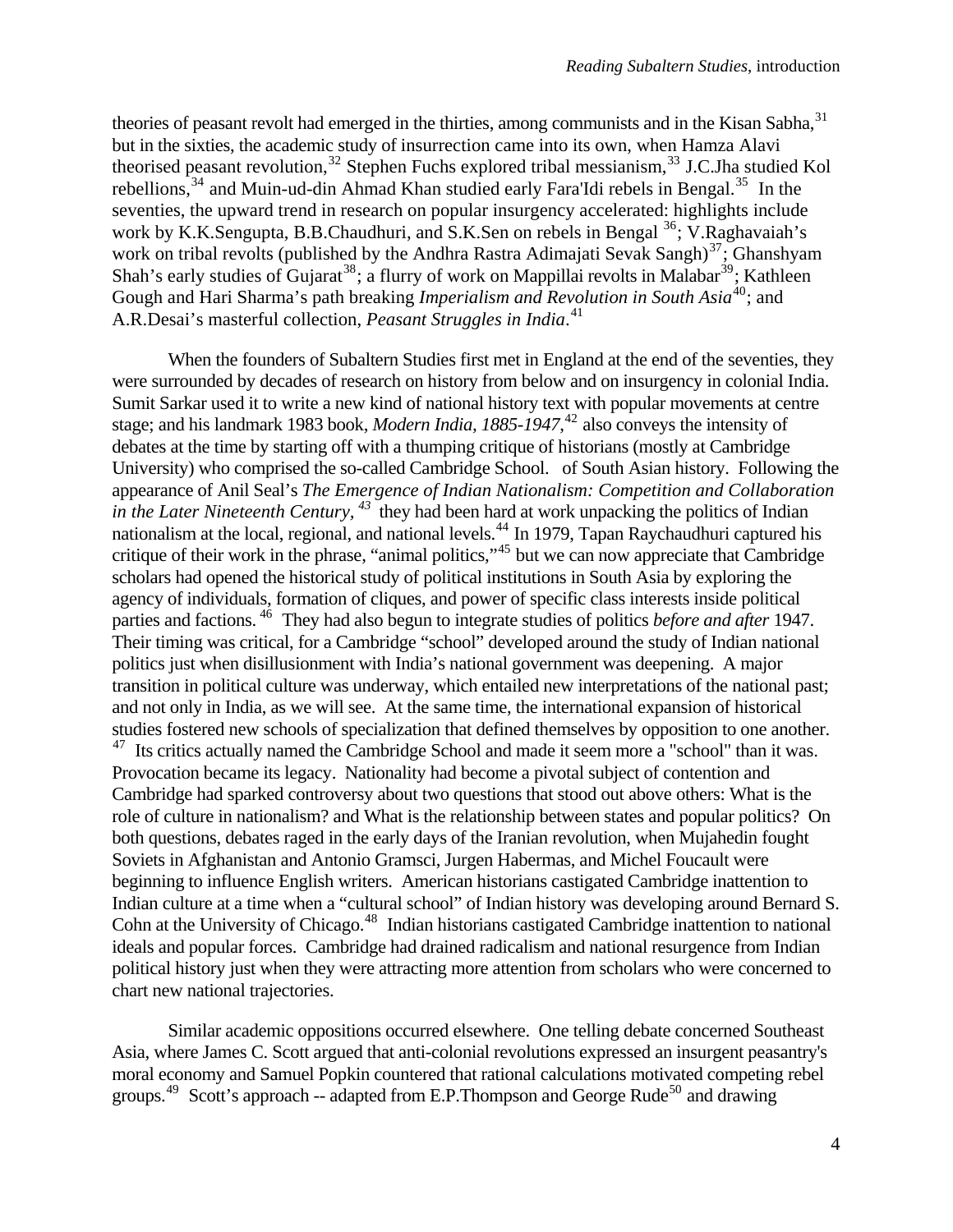theories of peasant revolt had emerged in the thirties, among communists and in the Kisan Sabha,[31] but in the sixties, the academic study of insurrection came into its own, when Hamza Alavi theorised peasant revolution,[32] Stephen Fuchs explored tribal messianism,[33] J.C.Jha studied Kol rebellions,[34] and Muin-ud-din Ahmad Khan studied early Fara'Idi rebels in Bengal.[35] In the seventies, the upward trend in research on popular insurgency accelerated: highlights include work by K.K.Sengupta, B.B.Chaudhuri, and S.K.Sen on rebels in Bengal [36]; V.Raghavaiah's work on tribal revolts (published by the Andhra Rastra Adimajati Sevak Sangh)[37]; Ghanshyam Shah's early studies of Gujarat[38]; a flurry of work on Mappillai revolts in Malabar[39]; Kathleen Gough and Hari Sharma's path breaking *Imperialism and Revolution in South Asia*[40]; and A.R.Desai's masterful collection, *Peasant Struggles in India*.[41]

When the founders of Subaltern Studies first met in England at the end of the seventies, they were surrounded by decades of research on history from below and on insurgency in colonial India. Sumit Sarkar used it to write a new kind of national history text with popular movements at centre stage; and his landmark 1983 book, *Modern India, 1885-1947*,[42] also conveys the intensity of debates at the time by starting off with a thumping critique of historians (mostly at Cambridge University) who comprised the so-called Cambridge School. of South Asian history. Following the appearance of Anil Seal's *The Emergence of Indian Nationalism: Competition and Collaboration in the Later Nineteenth Century,* [43] they had been hard at work unpacking the politics of Indian nationalism at the local, regional, and national levels.[44] In 1979, Tapan Raychaudhuri captured his critique of their work in the phrase, "animal politics,"[45] but we can now appreciate that Cambridge scholars had opened the historical study of political institutions in South Asia by exploring the agency of individuals, formation of cliques, and power of specific class interests inside political parties and factions.[46] They had also begun to integrate studies of politics *before and after* 1947. Their timing was critical, for a Cambridge "school" developed around the study of Indian national politics just when disillusionment with India's national government was deepening. A major transition in political culture was underway, which entailed new interpretations of the national past; and not only in India, as we will see. At the same time, the international expansion of historical studies fostered new schools of specialization that defined themselves by opposition to one another.[47] Its critics actually named the Cambridge School and made it seem more a "school" than it was. Provocation became its legacy. Nationality had become a pivotal subject of contention and Cambridge had sparked controversy about two questions that stood out above others: What is the role of culture in nationalism? and What is the relationship between states and popular politics? On both questions, debates raged in the early days of the Iranian revolution, when Mujahedin fought Soviets in Afghanistan and Antonio Gramsci, Jurgen Habermas, and Michel Foucault were beginning to influence English writers. American historians castigated Cambridge inattention to Indian culture at a time when a "cultural school" of Indian history was developing around Bernard S. Cohn at the University of Chicago.[48] Indian historians castigated Cambridge inattention to national ideals and popular forces. Cambridge had drained radicalism and national resurgence from Indian political history just when they were attracting more attention from scholars who were concerned to chart new national trajectories.

Similar academic oppositions occurred elsewhere. One telling debate concerned Southeast Asia, where James C. Scott argued that anti-colonial revolutions expressed an insurgent peasantry's moral economy and Samuel Popkin countered that rational calculations motivated competing rebel groups.[49] Scott's approach -- adapted from E.P.Thompson and George Rude[50] and drawing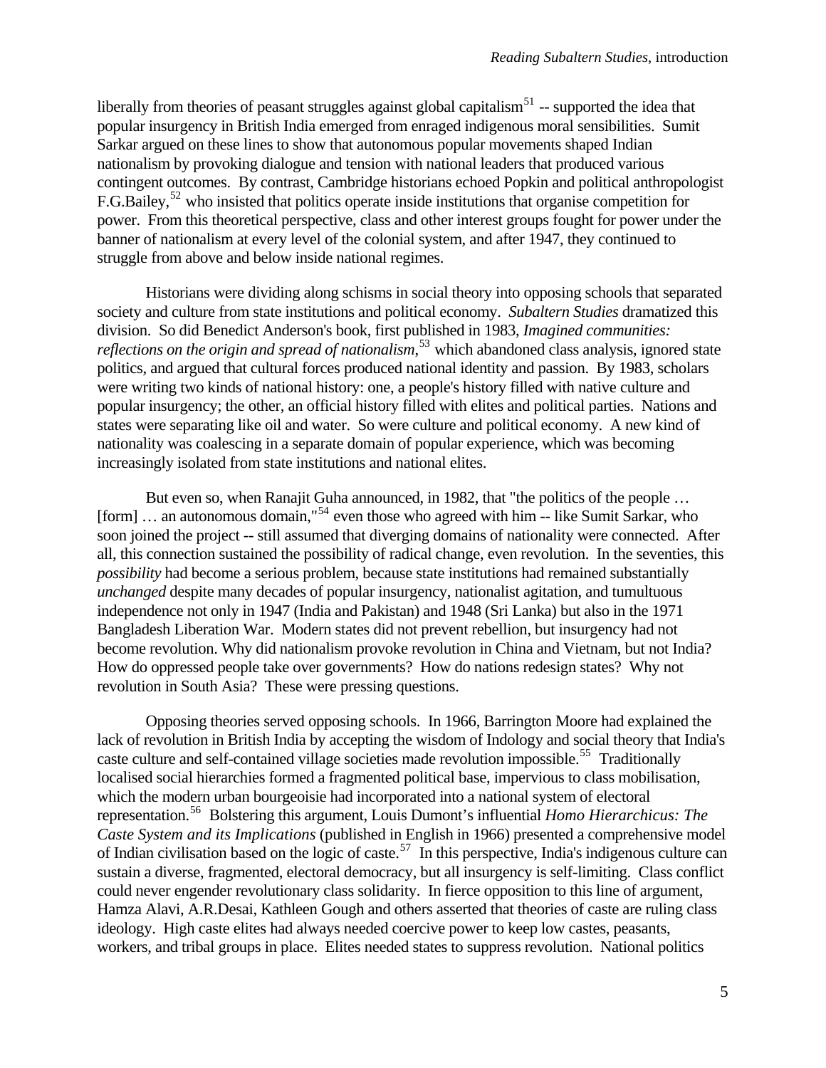liberally from theories of peasant struggles against global capitalism[51] -- supported the idea that popular insurgency in British India emerged from enraged indigenous moral sensibilities. Sumit Sarkar argued on these lines to show that autonomous popular movements shaped Indian nationalism by provoking dialogue and tension with national leaders that produced various contingent outcomes. By contrast, Cambridge historians echoed Popkin and political anthropologist F.G.Bailey,[52] who insisted that politics operate inside institutions that organise competition for power. From this theoretical perspective, class and other interest groups fought for power under the banner of nationalism at every level of the colonial system, and after 1947, they continued to struggle from above and below inside national regimes.

Historians were dividing along schisms in social theory into opposing schools that separated society and culture from state institutions and political economy. *Subaltern Studies* dramatized this division. So did Benedict Anderson's book, first published in 1983, *Imagined communities: reflections on the origin and spread of nationalism*,[53] which abandoned class analysis, ignored state politics, and argued that cultural forces produced national identity and passion. By 1983, scholars were writing two kinds of national history: one, a people's history filled with native culture and popular insurgency; the other, an official history filled with elites and political parties. Nations and states were separating like oil and water. So were culture and political economy. A new kind of nationality was coalescing in a separate domain of popular experience, which was becoming increasingly isolated from state institutions and national elites.

But even so, when Ranajit Guha announced, in 1982, that "the politics of the people … [form] … an autonomous domain,"[54] even those who agreed with him -- like Sumit Sarkar, who soon joined the project -- still assumed that diverging domains of nationality were connected. After all, this connection sustained the possibility of radical change, even revolution. In the seventies, this *possibility* had become a serious problem, because state institutions had remained substantially *unchanged* despite many decades of popular insurgency, nationalist agitation, and tumultuous independence not only in 1947 (India and Pakistan) and 1948 (Sri Lanka) but also in the 1971 Bangladesh Liberation War. Modern states did not prevent rebellion, but insurgency had not become revolution. Why did nationalism provoke revolution in China and Vietnam, but not India? How do oppressed people take over governments? How do nations redesign states? Why not revolution in South Asia? These were pressing questions.

Opposing theories served opposing schools. In 1966, Barrington Moore had explained the lack of revolution in British India by accepting the wisdom of Indology and social theory that India's caste culture and self-contained village societies made revolution impossible.[55] Traditionally localised social hierarchies formed a fragmented political base, impervious to class mobilisation, which the modern urban bourgeoisie had incorporated into a national system of electoral representation.[56] Bolstering this argument, Louis Dumont's influential *Homo Hierarchicus: The Caste System and its Implications* (published in English in 1966) presented a comprehensive model of Indian civilisation based on the logic of caste.[57] In this perspective, India's indigenous culture can sustain a diverse, fragmented, electoral democracy, but all insurgency is self-limiting. Class conflict could never engender revolutionary class solidarity. In fierce opposition to this line of argument, Hamza Alavi, A.R.Desai, Kathleen Gough and others asserted that theories of caste are ruling class ideology. High caste elites had always needed coercive power to keep low castes, peasants, workers, and tribal groups in place. Elites needed states to suppress revolution. National politics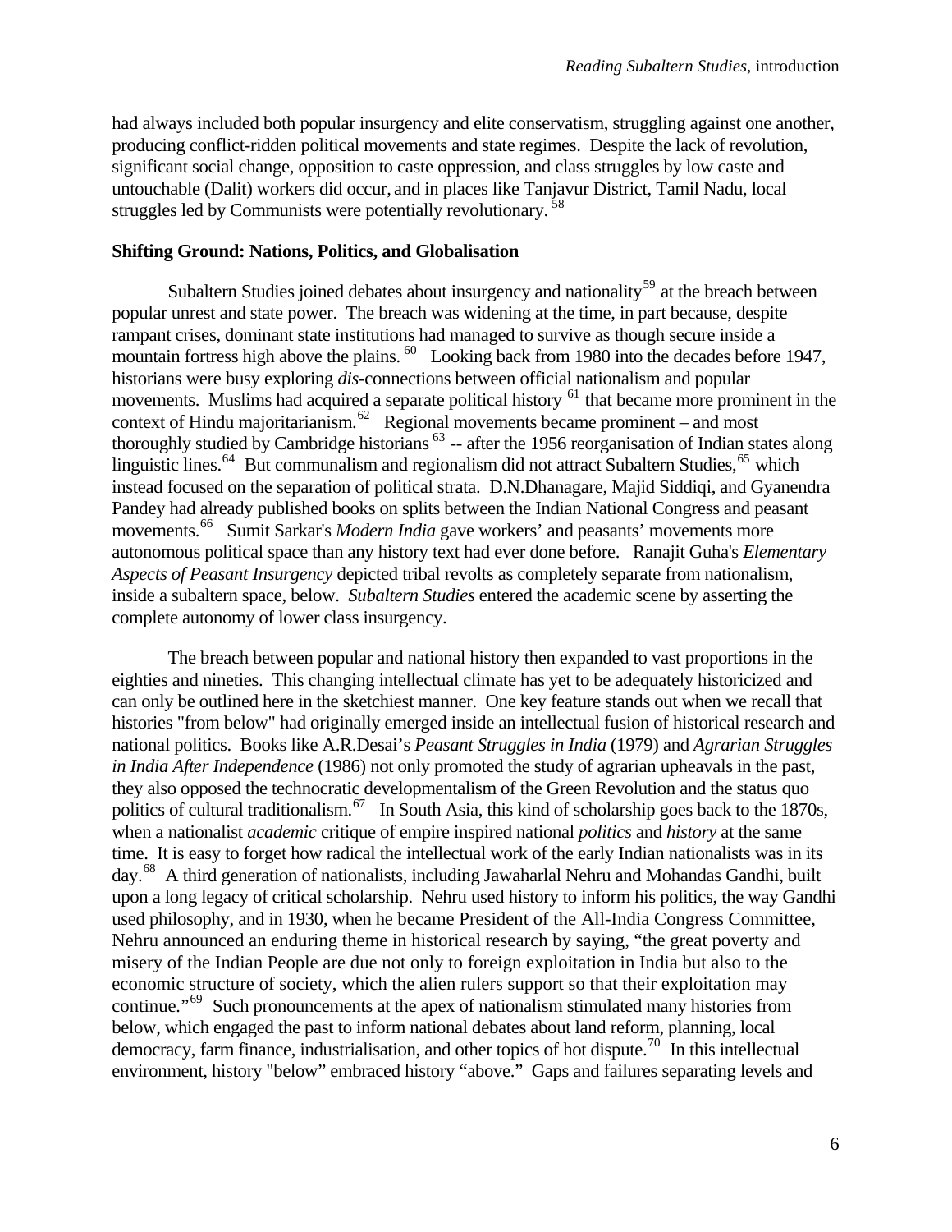had always included both popular insurgency and elite conservatism, struggling against one another, producing conflict-ridden political movements and state regimes. Despite the lack of revolution, significant social change, opposition to caste oppression, and class struggles by low caste and untouchable (Dalit) workers did occur, and in places like Tanjavur District, Tamil Nadu, local struggles led by Communists were potentially revolutionary. [58]

**Shifting Ground: Nations, Politics, and Globalisation**

Subaltern Studies joined debates about insurgency and nationality[59] at the breach between popular unrest and state power. The breach was widening at the time, in part because, despite rampant crises, dominant state institutions had managed to survive as though secure inside a mountain fortress high above the plains. [60] Looking back from 1980 into the decades before 1947, historians were busy exploring *dis*-connections between official nationalism and popular movements. Muslims had acquired a separate political history [61] that became more prominent in the context of Hindu majoritarianism.[62] Regional movements became prominent – and most thoroughly studied by Cambridge historians [63] -- after the 1956 reorganisation of Indian states along linguistic lines.[64] But communalism and regionalism did not attract Subaltern Studies,[65] which instead focused on the separation of political strata. D.N.Dhanagare, Majid Siddiqi, and Gyanendra Pandey had already published books on splits between the Indian National Congress and peasant movements.[66] Sumit Sarkar's *Modern India* gave workers' and peasants' movements more autonomous political space than any history text had ever done before. Ranajit Guha's *Elementary Aspects of Peasant Insurgency* depicted tribal revolts as completely separate from nationalism, inside a subaltern space, below. *Subaltern Studies* entered the academic scene by asserting the complete autonomy of lower class insurgency.

The breach between popular and national history then expanded to vast proportions in the eighties and nineties. This changing intellectual climate has yet to be adequately historicized and can only be outlined here in the sketchiest manner. One key feature stands out when we recall that histories "from below" had originally emerged inside an intellectual fusion of historical research and national politics. Books like A.R.Desai's *Peasant Struggles in India* (1979) and *Agrarian Struggles in India After Independence* (1986) not only promoted the study of agrarian upheavals in the past, they also opposed the technocratic developmentalism of the Green Revolution and the status quo politics of cultural traditionalism.[67] In South Asia, this kind of scholarship goes back to the 1870s, when a nationalist *academic* critique of empire inspired national *politics* and *history* at the same time. It is easy to forget how radical the intellectual work of the early Indian nationalists was in its day.[68] A third generation of nationalists, including Jawaharlal Nehru and Mohandas Gandhi, built upon a long legacy of critical scholarship. Nehru used history to inform his politics, the way Gandhi used philosophy, and in 1930, when he became President of the All-India Congress Committee, Nehru announced an enduring theme in historical research by saying, "the great poverty and misery of the Indian People are due not only to foreign exploitation in India but also to the economic structure of society, which the alien rulers support so that their exploitation may continue."[69] Such pronouncements at the apex of nationalism stimulated many histories from below, which engaged the past to inform national debates about land reform, planning, local democracy, farm finance, industrialisation, and other topics of hot dispute.[70] In this intellectual environment, history "below" embraced history "above." Gaps and failures separating levels and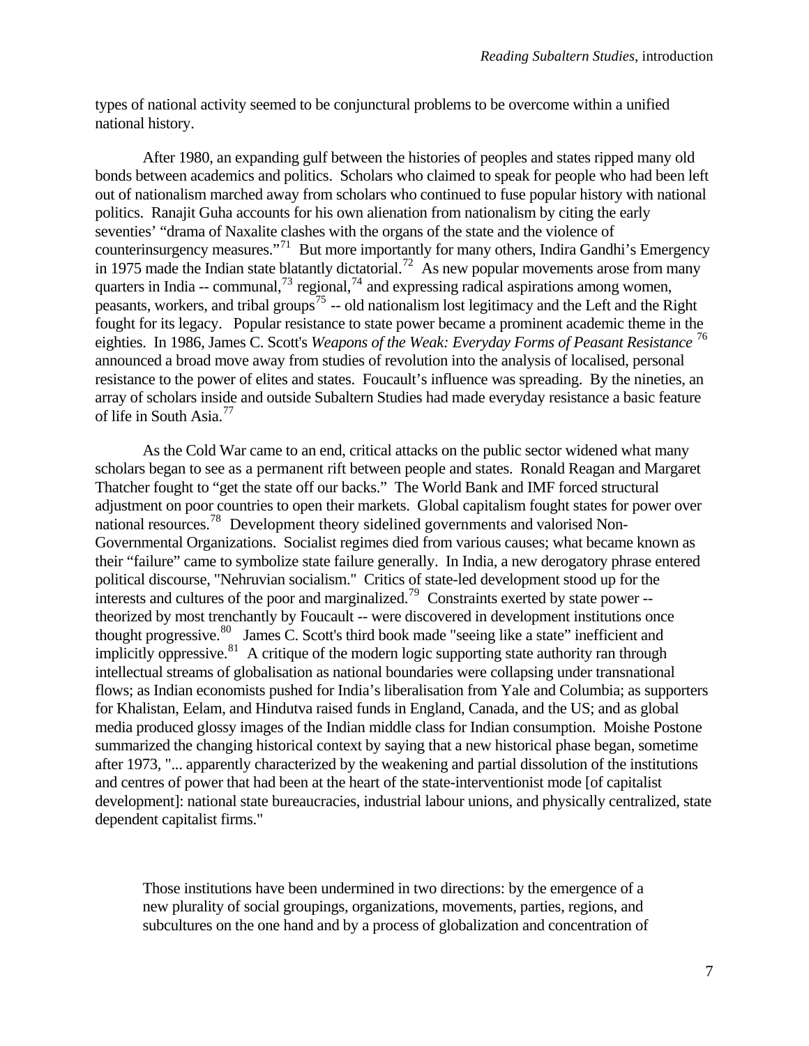types of national activity seemed to be conjunctural problems to be overcome within a unified national history.

After 1980, an expanding gulf between the histories of peoples and states ripped many old bonds between academics and politics. Scholars who claimed to speak for people who had been left out of nationalism marched away from scholars who continued to fuse popular history with national politics. Ranajit Guha accounts for his own alienation from nationalism by citing the early seventies' "drama of Naxalite clashes with the organs of the state and the violence of counterinsurgency measures."[71] But more importantly for many others, Indira Gandhi's Emergency in 1975 made the Indian state blatantly dictatorial.[72] As new popular movements arose from many quarters in India -- communal,[73] regional,[74] and expressing radical aspirations among women, peasants, workers, and tribal groups[75] -- old nationalism lost legitimacy and the Left and the Right fought for its legacy. Popular resistance to state power became a prominent academic theme in the eighties. In 1986, James C. Scott's *Weapons of the Weak: Everyday Forms of Peasant Resistance* [76] announced a broad move away from studies of revolution into the analysis of localised, personal resistance to the power of elites and states. Foucault's influence was spreading. By the nineties, an array of scholars inside and outside Subaltern Studies had made everyday resistance a basic feature of life in South Asia.[77]

As the Cold War came to an end, critical attacks on the public sector widened what many scholars began to see as a permanent rift between people and states. Ronald Reagan and Margaret Thatcher fought to "get the state off our backs." The World Bank and IMF forced structural adjustment on poor countries to open their markets. Global capitalism fought states for power over national resources.[78] Development theory sidelined governments and valorised Non-Governmental Organizations. Socialist regimes died from various causes; what became known as their "failure" came to symbolize state failure generally. In India, a new derogatory phrase entered political discourse, "Nehruvian socialism." Critics of state-led development stood up for the interests and cultures of the poor and marginalized.[79] Constraints exerted by state power -- theorized by most trenchantly by Foucault -- were discovered in development institutions once thought progressive.[80] James C. Scott's third book made "seeing like a state" inefficient and implicitly oppressive.[81] A critique of the modern logic supporting state authority ran through intellectual streams of globalisation as national boundaries were collapsing under transnational flows; as Indian economists pushed for India's liberalisation from Yale and Columbia; as supporters for Khalistan, Eelam, and Hindutva raised funds in England, Canada, and the US; and as global media produced glossy images of the Indian middle class for Indian consumption. Moishe Postone summarized the changing historical context by saying that a new historical phase began, sometime after 1973, "... apparently characterized by the weakening and partial dissolution of the institutions and centres of power that had been at the heart of the state-interventionist mode [of capitalist development]: national state bureaucracies, industrial labour unions, and physically centralized, state dependent capitalist firms."

> Those institutions have been undermined in two directions: by the emergence of a new plurality of social groupings, organizations, movements, parties, regions, and subcultures on the one hand and by a process of globalization and concentration of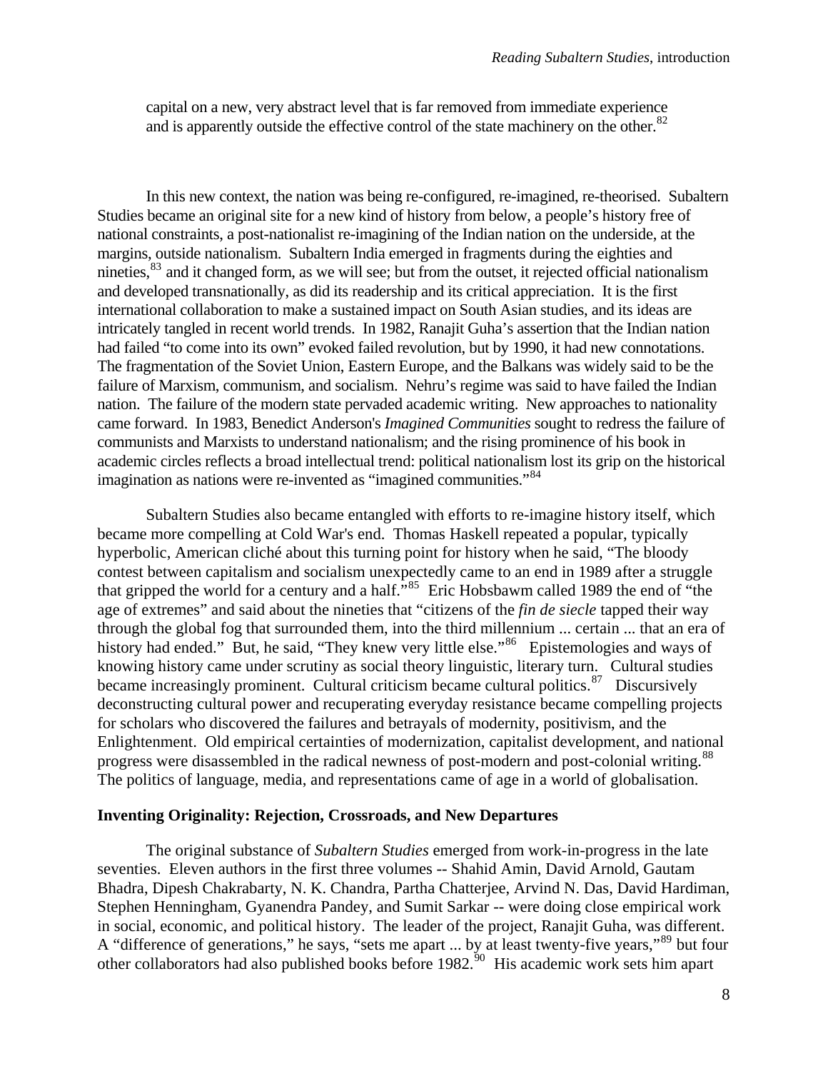capital on a new, very abstract level that is far removed from immediate experience and is apparently outside the effective control of the state machinery on the other.[82]

In this new context, the nation was being re-configured, re-imagined, re-theorised. Subaltern Studies became an original site for a new kind of history from below, a people's history free of national constraints, a post-nationalist re-imagining of the Indian nation on the underside, at the margins, outside nationalism. Subaltern India emerged in fragments during the eighties and nineties,[83] and it changed form, as we will see; but from the outset, it rejected official nationalism and developed transnationally, as did its readership and its critical appreciation. It is the first international collaboration to make a sustained impact on South Asian studies, and its ideas are intricately tangled in recent world trends. In 1982, Ranajit Guha's assertion that the Indian nation had failed "to come into its own" evoked failed revolution, but by 1990, it had new connotations. The fragmentation of the Soviet Union, Eastern Europe, and the Balkans was widely said to be the failure of Marxism, communism, and socialism. Nehru's regime was said to have failed the Indian nation. The failure of the modern state pervaded academic writing. New approaches to nationality came forward. In 1983, Benedict Anderson's *Imagined Communities* sought to redress the failure of communists and Marxists to understand nationalism; and the rising prominence of his book in academic circles reflects a broad intellectual trend: political nationalism lost its grip on the historical imagination as nations were re-invented as "imagined communities."[84]

Subaltern Studies also became entangled with efforts to re-imagine history itself, which became more compelling at Cold War's end. Thomas Haskell repeated a popular, typically hyperbolic, American cliché about this turning point for history when he said, "The bloody contest between capitalism and socialism unexpectedly came to an end in 1989 after a struggle that gripped the world for a century and a half."[85] Eric Hobsbawm called 1989 the end of "the age of extremes" and said about the nineties that "citizens of the *fin de siecle* tapped their way through the global fog that surrounded them, into the third millennium ... certain ... that an era of history had ended." But, he said, "They knew very little else."[86] Epistemologies and ways of knowing history came under scrutiny as social theory linguistic, literary turn. Cultural studies became increasingly prominent. Cultural criticism became cultural politics.[87] Discursively deconstructing cultural power and recuperating everyday resistance became compelling projects for scholars who discovered the failures and betrayals of modernity, positivism, and the Enlightenment. Old empirical certainties of modernization, capitalist development, and national progress were disassembled in the radical newness of post-modern and post-colonial writing.[88] The politics of language, media, and representations came of age in a world of globalisation.

**Inventing Originality: Rejection, Crossroads, and New Departures**

The original substance of *Subaltern Studies* emerged from work-in-progress in the late seventies. Eleven authors in the first three volumes -- Shahid Amin, David Arnold, Gautam Bhadra, Dipesh Chakrabarty, N. K. Chandra, Partha Chatterjee, Arvind N. Das, David Hardiman, Stephen Henningham, Gyanendra Pandey, and Sumit Sarkar -- were doing close empirical work in social, economic, and political history. The leader of the project, Ranajit Guha, was different. A "difference of generations," he says, "sets me apart ... by at least twenty-five years,"[89] but four other collaborators had also published books before 1982.[90] His academic work sets him apart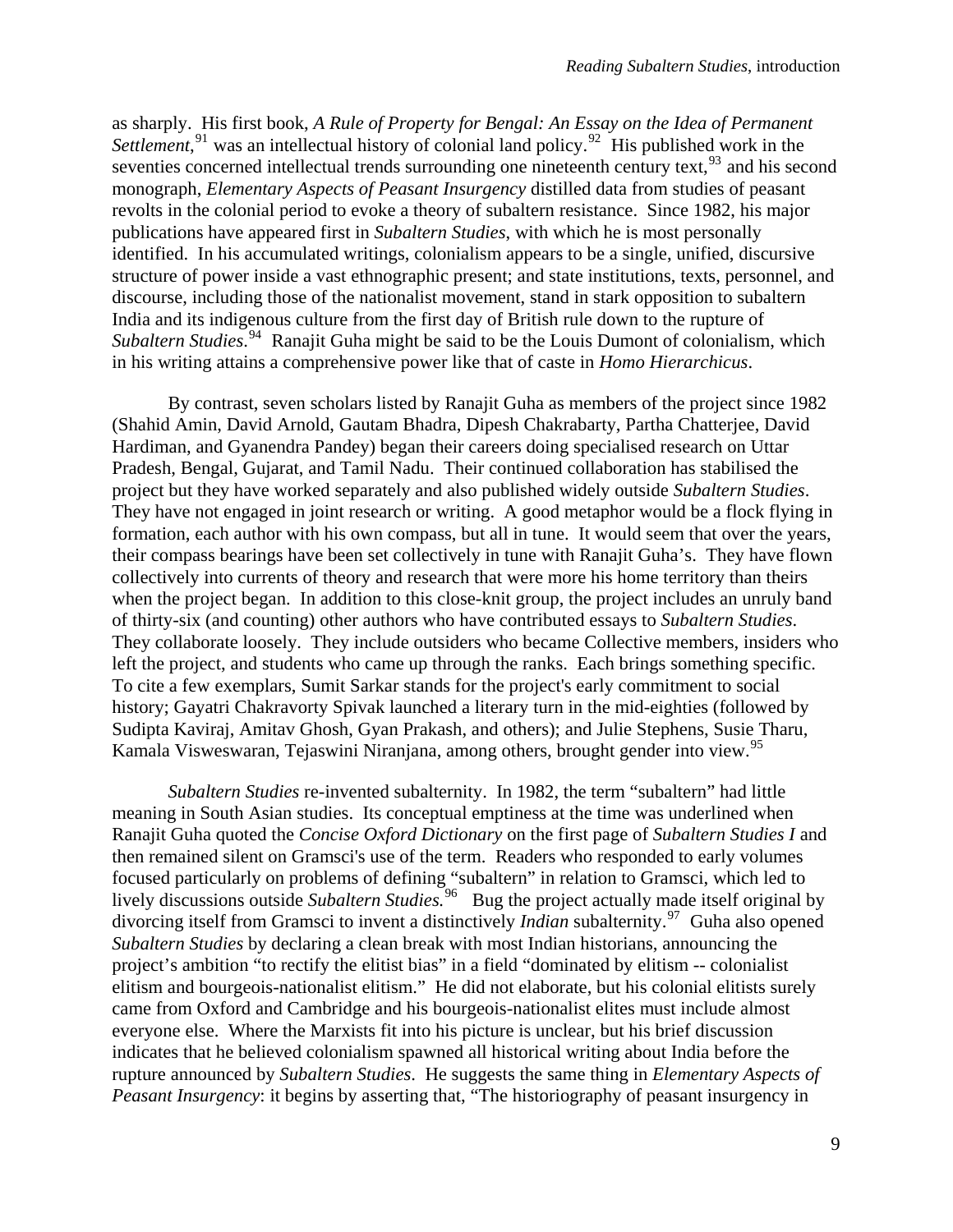as sharply. His first book, *A Rule of Property for Bengal: An Essay on the Idea of Permanent Settlement*,[91] was an intellectual history of colonial land policy.[92] His published work in the seventies concerned intellectual trends surrounding one nineteenth century text,[93] and his second monograph, *Elementary Aspects of Peasant Insurgency* distilled data from studies of peasant revolts in the colonial period to evoke a theory of subaltern resistance. Since 1982, his major publications have appeared first in *Subaltern Studies*, with which he is most personally identified. In his accumulated writings, colonialism appears to be a single, unified, discursive structure of power inside a vast ethnographic present; and state institutions, texts, personnel, and discourse, including those of the nationalist movement, stand in stark opposition to subaltern India and its indigenous culture from the first day of British rule down to the rupture of *Subaltern Studies*.[94] Ranajit Guha might be said to be the Louis Dumont of colonialism, which in his writing attains a comprehensive power like that of caste in *Homo Hierarchicus*.

By contrast, seven scholars listed by Ranajit Guha as members of the project since 1982 (Shahid Amin, David Arnold, Gautam Bhadra, Dipesh Chakrabarty, Partha Chatterjee, David Hardiman, and Gyanendra Pandey) began their careers doing specialised research on Uttar Pradesh, Bengal, Gujarat, and Tamil Nadu. Their continued collaboration has stabilised the project but they have worked separately and also published widely outside *Subaltern Studies*. They have not engaged in joint research or writing. A good metaphor would be a flock flying in formation, each author with his own compass, but all in tune. It would seem that over the years, their compass bearings have been set collectively in tune with Ranajit Guha's. They have flown collectively into currents of theory and research that were more his home territory than theirs when the project began. In addition to this close-knit group, the project includes an unruly band of thirty-six (and counting) other authors who have contributed essays to *Subaltern Studies*. They collaborate loosely. They include outsiders who became Collective members, insiders who left the project, and students who came up through the ranks. Each brings something specific. To cite a few exemplars, Sumit Sarkar stands for the project's early commitment to social history; Gayatri Chakravorty Spivak launched a literary turn in the mid-eighties (followed by Sudipta Kaviraj, Amitav Ghosh, Gyan Prakash, and others); and Julie Stephens, Susie Tharu, Kamala Visweswaran, Tejaswini Niranjana, among others, brought gender into view.[95]

*Subaltern Studies* re-invented subalternity. In 1982, the term "subaltern" had little meaning in South Asian studies. Its conceptual emptiness at the time was underlined when Ranajit Guha quoted the *Concise Oxford Dictionary* on the first page of *Subaltern Studies I* and then remained silent on Gramsci's use of the term. Readers who responded to early volumes focused particularly on problems of defining "subaltern" in relation to Gramsci, which led to lively discussions outside *Subaltern Studies.*[96] Bug the project actually made itself original by divorcing itself from Gramsci to invent a distinctively *Indian* subalternity.[97] Guha also opened *Subaltern Studies* by declaring a clean break with most Indian historians, announcing the project's ambition "to rectify the elitist bias" in a field "dominated by elitism -- colonialist elitism and bourgeois-nationalist elitism." He did not elaborate, but his colonial elitists surely came from Oxford and Cambridge and his bourgeois-nationalist elites must include almost everyone else. Where the Marxists fit into his picture is unclear, but his brief discussion indicates that he believed colonialism spawned all historical writing about India before the rupture announced by *Subaltern Studies*. He suggests the same thing in *Elementary Aspects of Peasant Insurgency*: it begins by asserting that, "The historiography of peasant insurgency in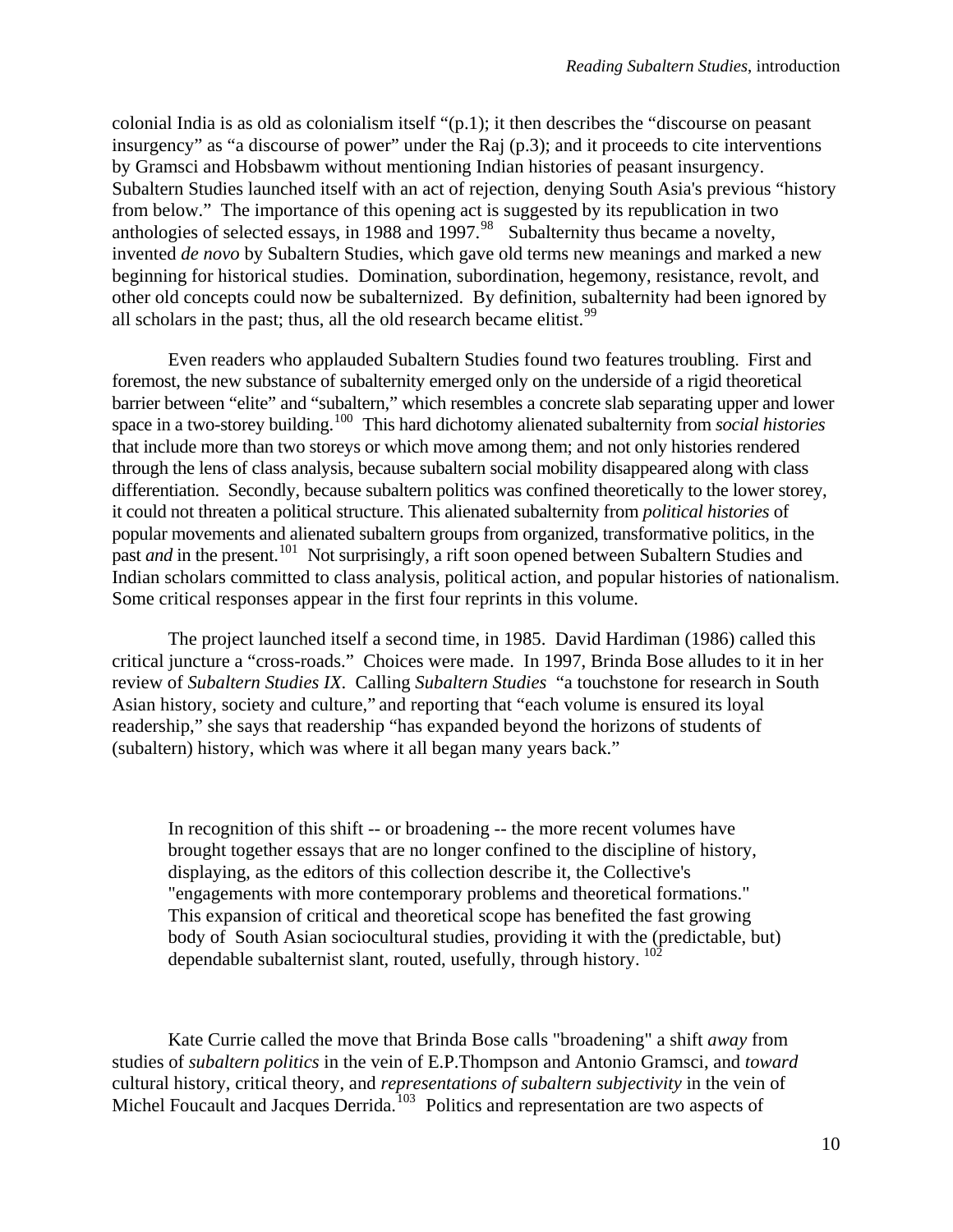colonial India is as old as colonialism itself "(p.1); it then describes the "discourse on peasant insurgency" as "a discourse of power" under the Raj (p.3); and it proceeds to cite interventions by Gramsci and Hobsbawm without mentioning Indian histories of peasant insurgency. Subaltern Studies launched itself with an act of rejection, denying South Asia's previous "history from below." The importance of this opening act is suggested by its republication in two anthologies of selected essays, in 1988 and 1997.[98] Subalternity thus became a novelty, invented *de novo* by Subaltern Studies, which gave old terms new meanings and marked a new beginning for historical studies. Domination, subordination, hegemony, resistance, revolt, and other old concepts could now be subalternized. By definition, subalternity had been ignored by all scholars in the past; thus, all the old research became elitist.[99]

Even readers who applauded Subaltern Studies found two features troubling. First and foremost, the new substance of subalternity emerged only on the underside of a rigid theoretical barrier between "elite" and "subaltern," which resembles a concrete slab separating upper and lower space in a two-storey building.[100] This hard dichotomy alienated subalternity from *social histories* that include more than two storeys or which move among them; and not only histories rendered through the lens of class analysis, because subaltern social mobility disappeared along with class differentiation. Secondly, because subaltern politics was confined theoretically to the lower storey, it could not threaten a political structure. This alienated subalternity from *political histories* of popular movements and alienated subaltern groups from organized, transformative politics, in the past *and* in the present.[101] Not surprisingly, a rift soon opened between Subaltern Studies and Indian scholars committed to class analysis, political action, and popular histories of nationalism. Some critical responses appear in the first four reprints in this volume.

The project launched itself a second time, in 1985. David Hardiman (1986) called this critical juncture a "cross-roads." Choices were made. In 1997, Brinda Bose alludes to it in her review of *Subaltern Studies IX*. Calling *Subaltern Studies* "a touchstone for research in South Asian history, society and culture," and reporting that "each volume is ensured its loyal readership," she says that readership "has expanded beyond the horizons of students of (subaltern) history, which was where it all began many years back."

> In recognition of this shift -- or broadening -- the more recent volumes have brought together essays that are no longer confined to the discipline of history, displaying, as the editors of this collection describe it, the Collective's "engagements with more contemporary problems and theoretical formations." This expansion of critical and theoretical scope has benefited the fast growing body of South Asian sociocultural studies, providing it with the (predictable, but) dependable subalternist slant, routed, usefully, through history.[102]

Kate Currie called the move that Brinda Bose calls "broadening" a shift *away* from studies of *subaltern politics* in the vein of E.P.Thompson and Antonio Gramsci, and *toward* cultural history, critical theory, and *representations of subaltern subjectivity* in the vein of Michel Foucault and Jacques Derrida.[103] Politics and representation are two aspects of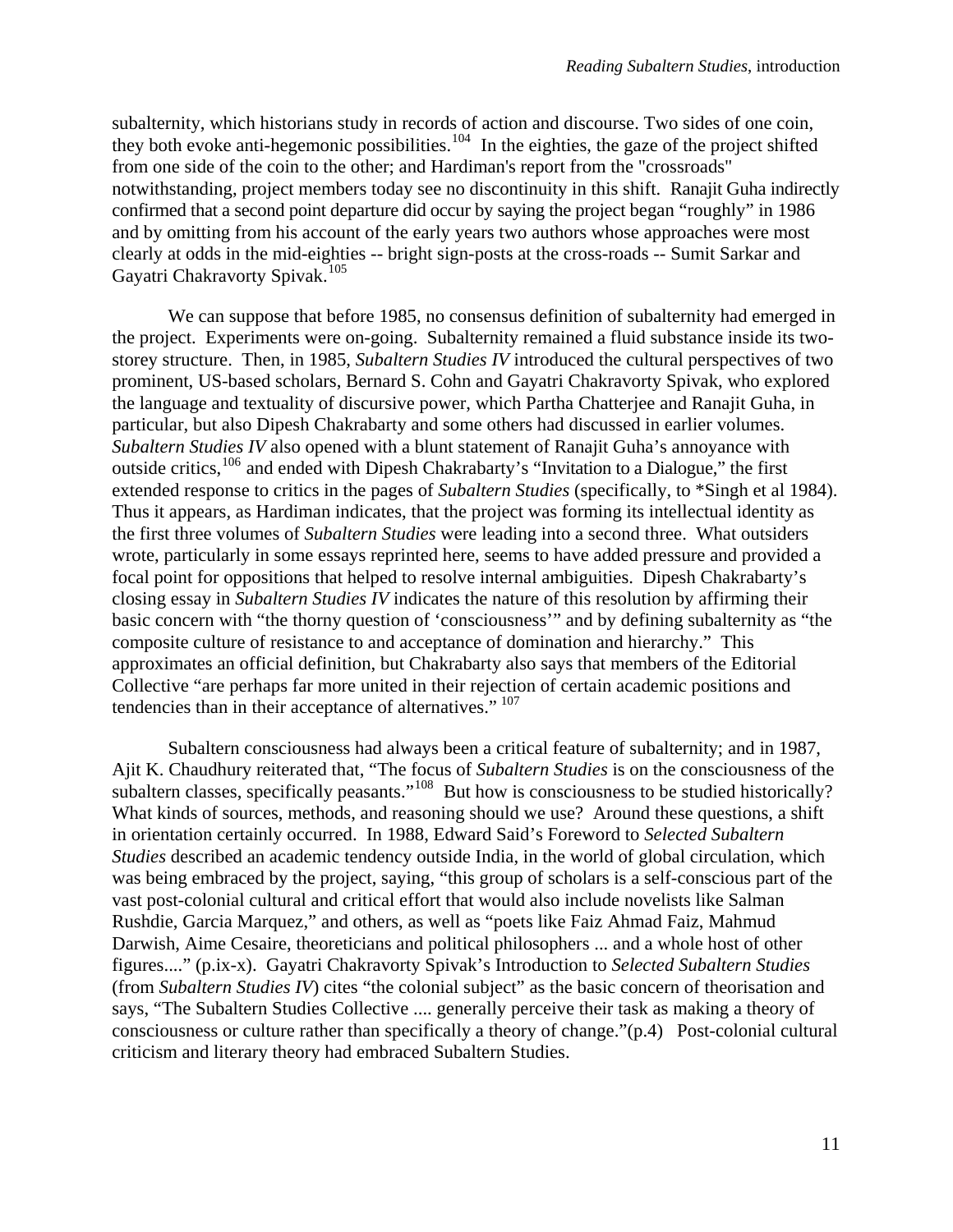subalternity, which historians study in records of action and discourse. Two sides of one coin, they both evoke anti-hegemonic possibilities.[104] In the eighties, the gaze of the project shifted from one side of the coin to the other; and Hardiman's report from the "crossroads" notwithstanding, project members today see no discontinuity in this shift. Ranajit Guha indirectly confirmed that a second point departure did occur by saying the project began "roughly" in 1986 and by omitting from his account of the early years two authors whose approaches were most clearly at odds in the mid-eighties -- bright sign-posts at the cross-roads -- Sumit Sarkar and Gayatri Chakravorty Spivak.[105]

We can suppose that before 1985, no consensus definition of subalternity had emerged in the project. Experiments were on-going. Subalternity remained a fluid substance inside its two-storey structure. Then, in 1985, *Subaltern Studies IV* introduced the cultural perspectives of two prominent, US-based scholars, Bernard S. Cohn and Gayatri Chakravorty Spivak, who explored the language and textuality of discursive power, which Partha Chatterjee and Ranajit Guha, in particular, but also Dipesh Chakrabarty and some others had discussed in earlier volumes. *Subaltern Studies IV* also opened with a blunt statement of Ranajit Guha's annoyance with outside critics,[106] and ended with Dipesh Chakrabarty's "Invitation to a Dialogue," the first extended response to critics in the pages of *Subaltern Studies* (specifically, to *Singh et al 1984). Thus it appears, as Hardiman indicates, that the project was forming its intellectual identity as the first three volumes of *Subaltern Studies* were leading into a second three. What outsiders wrote, particularly in some essays reprinted here, seems to have added pressure and provided a focal point for oppositions that helped to resolve internal ambiguities. Dipesh Chakrabarty's closing essay in *Subaltern Studies IV* indicates the nature of this resolution by affirming their basic concern with "the thorny question of 'consciousness'" and by defining subalternity as "the composite culture of resistance to and acceptance of domination and hierarchy." This approximates an official definition, but Chakrabarty also says that members of the Editorial Collective "are perhaps far more united in their rejection of certain academic positions and tendencies than in their acceptance of alternatives." [107]

Subaltern consciousness had always been a critical feature of subalternity; and in 1987, Ajit K. Chaudhury reiterated that, "The focus of *Subaltern Studies* is on the consciousness of the subaltern classes, specifically peasants."[108] But how is consciousness to be studied historically? What kinds of sources, methods, and reasoning should we use? Around these questions, a shift in orientation certainly occurred. In 1988, Edward Said's Foreword to *Selected Subaltern Studies* described an academic tendency outside India, in the world of global circulation, which was being embraced by the project, saying, "this group of scholars is a self-conscious part of the vast post-colonial cultural and critical effort that would also include novelists like Salman Rushdie, Garcia Marquez," and others, as well as "poets like Faiz Ahmad Faiz, Mahmud Darwish, Aime Cesaire, theoreticians and political philosophers ... and a whole host of other figures...." (p.ix-x). Gayatri Chakravorty Spivak's Introduction to *Selected Subaltern Studies* (from *Subaltern Studies IV*) cites "the colonial subject" as the basic concern of theorisation and says, "The Subaltern Studies Collective .... generally perceive their task as making a theory of consciousness or culture rather than specifically a theory of change."(p.4) Post-colonial cultural criticism and literary theory had embraced Subaltern Studies.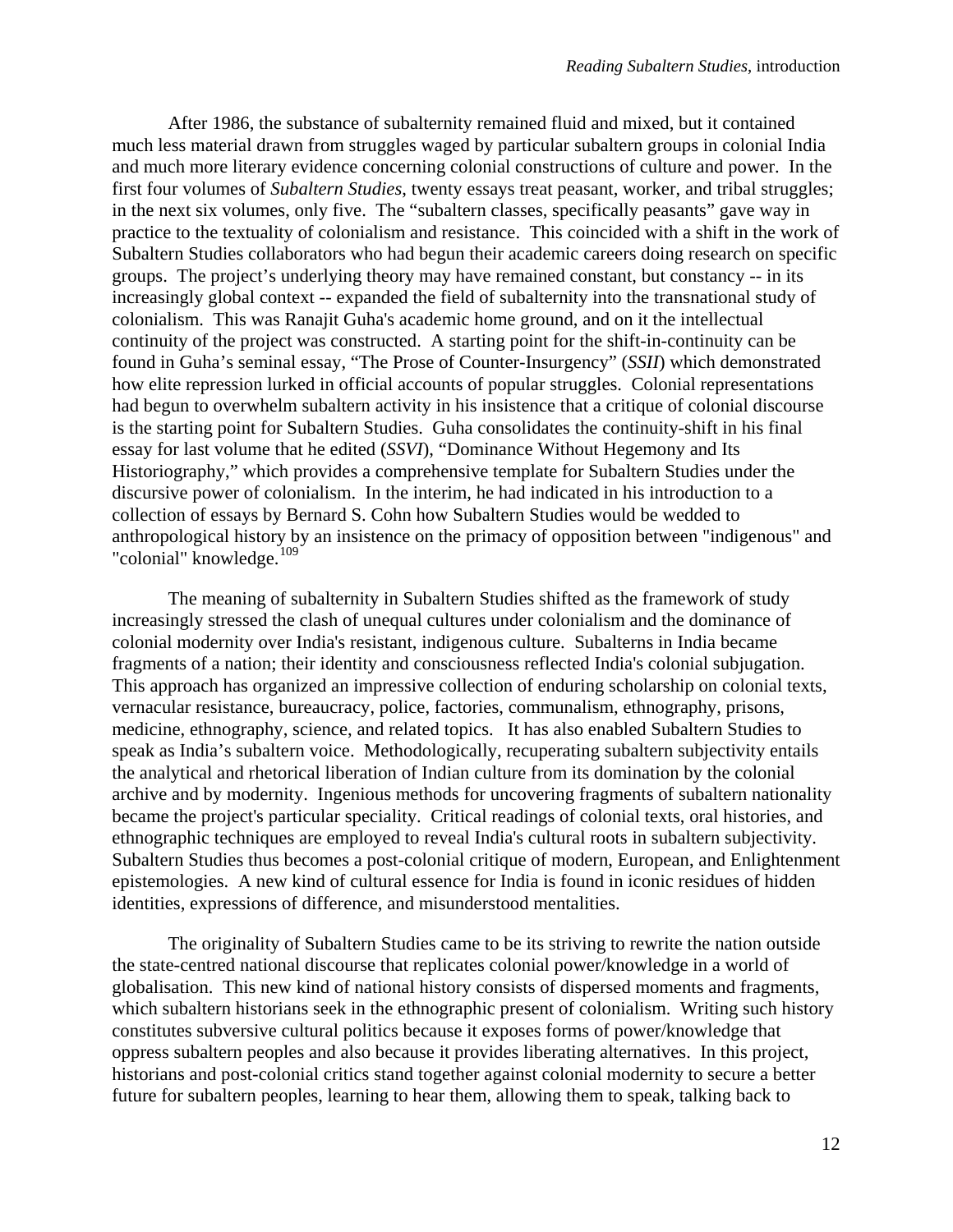After 1986, the substance of subalternity remained fluid and mixed, but it contained much less material drawn from struggles waged by particular subaltern groups in colonial India and much more literary evidence concerning colonial constructions of culture and power. In the first four volumes of *Subaltern Studies*, twenty essays treat peasant, worker, and tribal struggles; in the next six volumes, only five. The "subaltern classes, specifically peasants" gave way in practice to the textuality of colonialism and resistance. This coincided with a shift in the work of Subaltern Studies collaborators who had begun their academic careers doing research on specific groups. The project's underlying theory may have remained constant, but constancy -- in its increasingly global context -- expanded the field of subalternity into the transnational study of colonialism. This was Ranajit Guha's academic home ground, and on it the intellectual continuity of the project was constructed. A starting point for the shift-in-continuity can be found in Guha's seminal essay, "The Prose of Counter-Insurgency" (*SSII*) which demonstrated how elite repression lurked in official accounts of popular struggles. Colonial representations had begun to overwhelm subaltern activity in his insistence that a critique of colonial discourse is the starting point for Subaltern Studies. Guha consolidates the continuity-shift in his final essay for last volume that he edited (*SSVI*), "Dominance Without Hegemony and Its Historiography," which provides a comprehensive template for Subaltern Studies under the discursive power of colonialism. In the interim, he had indicated in his introduction to a collection of essays by Bernard S. Cohn how Subaltern Studies would be wedded to anthropological history by an insistence on the primacy of opposition between "indigenous" and "colonial" knowledge.[109]

The meaning of subalternity in Subaltern Studies shifted as the framework of study increasingly stressed the clash of unequal cultures under colonialism and the dominance of colonial modernity over India's resistant, indigenous culture. Subalterns in India became fragments of a nation; their identity and consciousness reflected India's colonial subjugation. This approach has organized an impressive collection of enduring scholarship on colonial texts, vernacular resistance, bureaucracy, police, factories, communalism, ethnography, prisons, medicine, ethnography, science, and related topics. It has also enabled Subaltern Studies to speak as India's subaltern voice. Methodologically, recuperating subaltern subjectivity entails the analytical and rhetorical liberation of Indian culture from its domination by the colonial archive and by modernity. Ingenious methods for uncovering fragments of subaltern nationality became the project's particular speciality. Critical readings of colonial texts, oral histories, and ethnographic techniques are employed to reveal India's cultural roots in subaltern subjectivity. Subaltern Studies thus becomes a post-colonial critique of modern, European, and Enlightenment epistemologies. A new kind of cultural essence for India is found in iconic residues of hidden identities, expressions of difference, and misunderstood mentalities.

The originality of Subaltern Studies came to be its striving to rewrite the nation outside the state-centred national discourse that replicates colonial power/knowledge in a world of globalisation. This new kind of national history consists of dispersed moments and fragments, which subaltern historians seek in the ethnographic present of colonialism. Writing such history constitutes subversive cultural politics because it exposes forms of power/knowledge that oppress subaltern peoples and also because it provides liberating alternatives. In this project, historians and post-colonial critics stand together against colonial modernity to secure a better future for subaltern peoples, learning to hear them, allowing them to speak, talking back to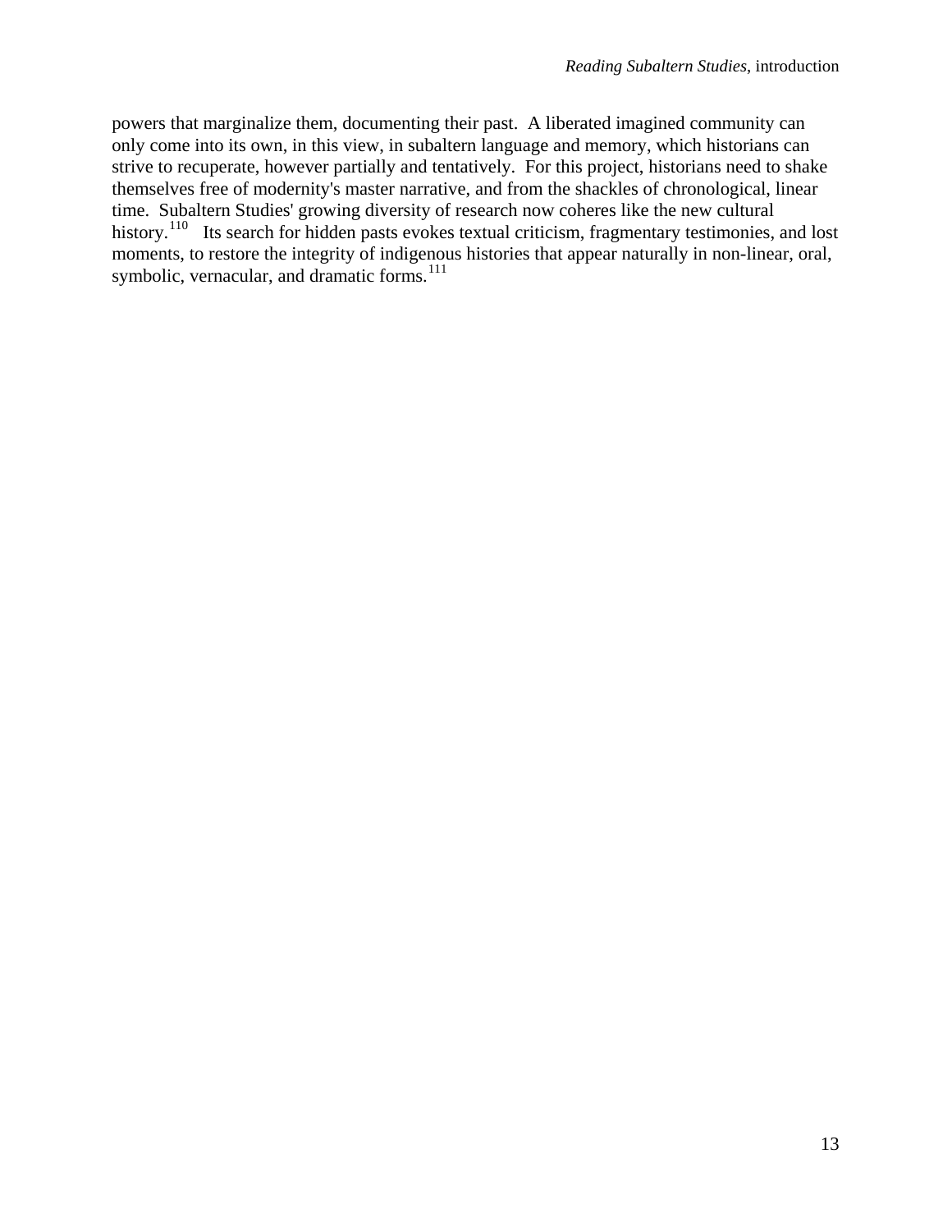powers that marginalize them, documenting their past. A liberated imagined community can only come into its own, in this view, in subaltern language and memory, which historians can strive to recuperate, however partially and tentatively. For this project, historians need to shake themselves free of modernity's master narrative, and from the shackles of chronological, linear time. Subaltern Studies' growing diversity of research now coheres like the new cultural history.[110] Its search for hidden pasts evokes textual criticism, fragmentary testimonies, and lost moments, to restore the integrity of indigenous histories that appear naturally in non-linear, oral, symbolic, vernacular, and dramatic forms.[111]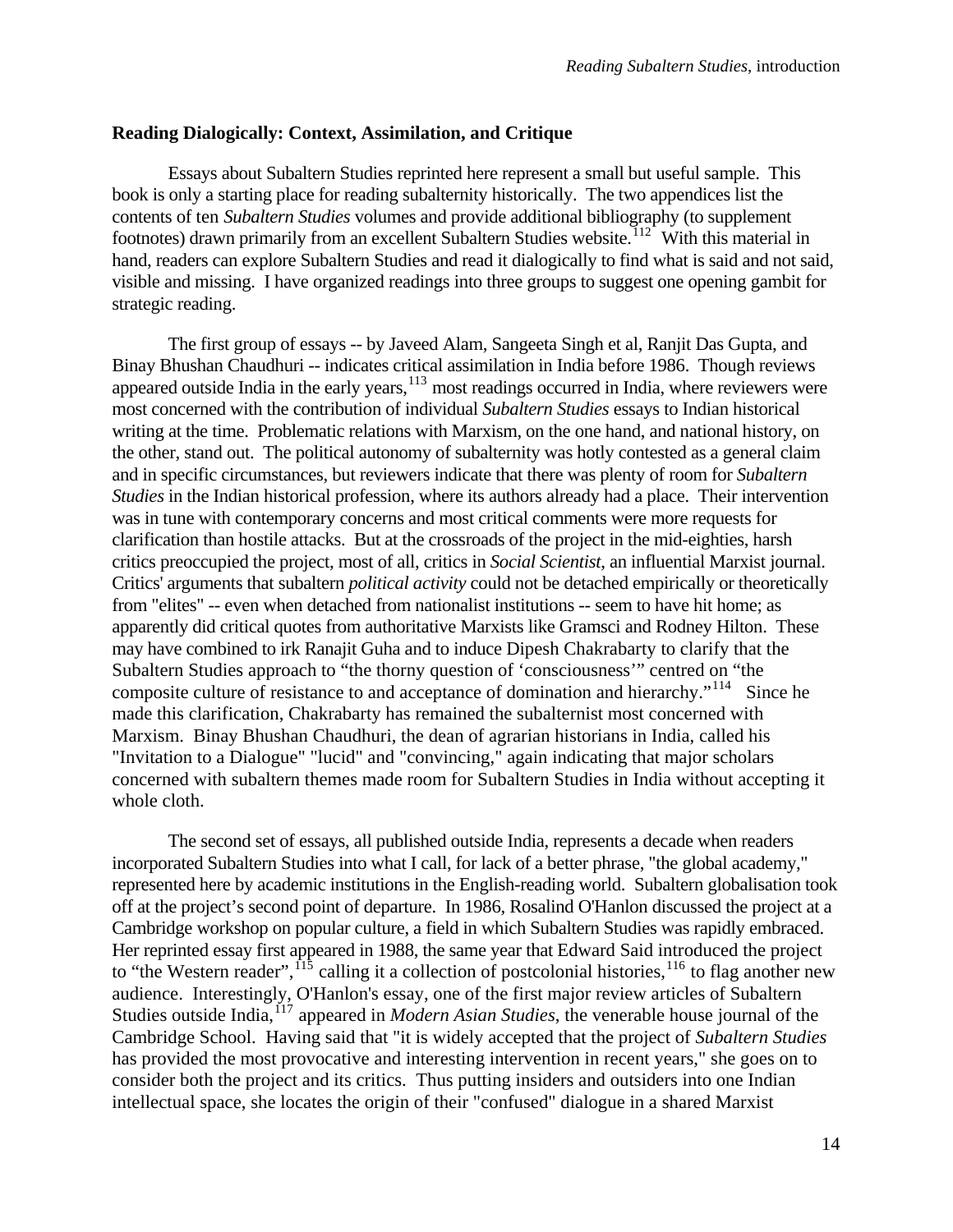**Reading Dialogically: Context, Assimilation, and Critique**

Essays about Subaltern Studies reprinted here represent a small but useful sample. This book is only a starting place for reading subalternity historically. The two appendices list the contents of ten *Subaltern Studies* volumes and provide additional bibliography (to supplement footnotes) drawn primarily from an excellent Subaltern Studies website.[112] With this material in hand, readers can explore Subaltern Studies and read it dialogically to find what is said and not said, visible and missing. I have organized readings into three groups to suggest one opening gambit for strategic reading.

The first group of essays -- by Javeed Alam, Sangeeta Singh et al, Ranjit Das Gupta, and Binay Bhushan Chaudhuri -- indicates critical assimilation in India before 1986. Though reviews appeared outside India in the early years,[113] most readings occurred in India, where reviewers were most concerned with the contribution of individual *Subaltern Studies* essays to Indian historical writing at the time. Problematic relations with Marxism, on the one hand, and national history, on the other, stand out. The political autonomy of subalternity was hotly contested as a general claim and in specific circumstances, but reviewers indicate that there was plenty of room for *Subaltern Studies* in the Indian historical profession, where its authors already had a place. Their intervention was in tune with contemporary concerns and most critical comments were more requests for clarification than hostile attacks. But at the crossroads of the project in the mid-eighties, harsh critics preoccupied the project, most of all, critics in *Social Scientist*, an influential Marxist journal. Critics' arguments that subaltern *political activity* could not be detached empirically or theoretically from "elites" -- even when detached from nationalist institutions -- seem to have hit home; as apparently did critical quotes from authoritative Marxists like Gramsci and Rodney Hilton. These may have combined to irk Ranajit Guha and to induce Dipesh Chakrabarty to clarify that the Subaltern Studies approach to "the thorny question of 'consciousness'" centred on "the composite culture of resistance to and acceptance of domination and hierarchy."[114] Since he made this clarification, Chakrabarty has remained the subalternist most concerned with Marxism. Binay Bhushan Chaudhuri, the dean of agrarian historians in India, called his "Invitation to a Dialogue" "lucid" and "convincing," again indicating that major scholars concerned with subaltern themes made room for Subaltern Studies in India without accepting it whole cloth.

The second set of essays, all published outside India, represents a decade when readers incorporated Subaltern Studies into what I call, for lack of a better phrase, "the global academy," represented here by academic institutions in the English-reading world. Subaltern globalisation took off at the project's second point of departure. In 1986, Rosalind O'Hanlon discussed the project at a Cambridge workshop on popular culture, a field in which Subaltern Studies was rapidly embraced. Her reprinted essay first appeared in 1988, the same year that Edward Said introduced the project to "the Western reader",[115] calling it a collection of postcolonial histories,[116] to flag another new audience. Interestingly, O'Hanlon's essay, one of the first major review articles of Subaltern Studies outside India,[117] appeared in *Modern Asian Studies*, the venerable house journal of the Cambridge School. Having said that "it is widely accepted that the project of *Subaltern Studies* has provided the most provocative and interesting intervention in recent years," she goes on to consider both the project and its critics. Thus putting insiders and outsiders into one Indian intellectual space, she locates the origin of their "confused" dialogue in a shared Marxist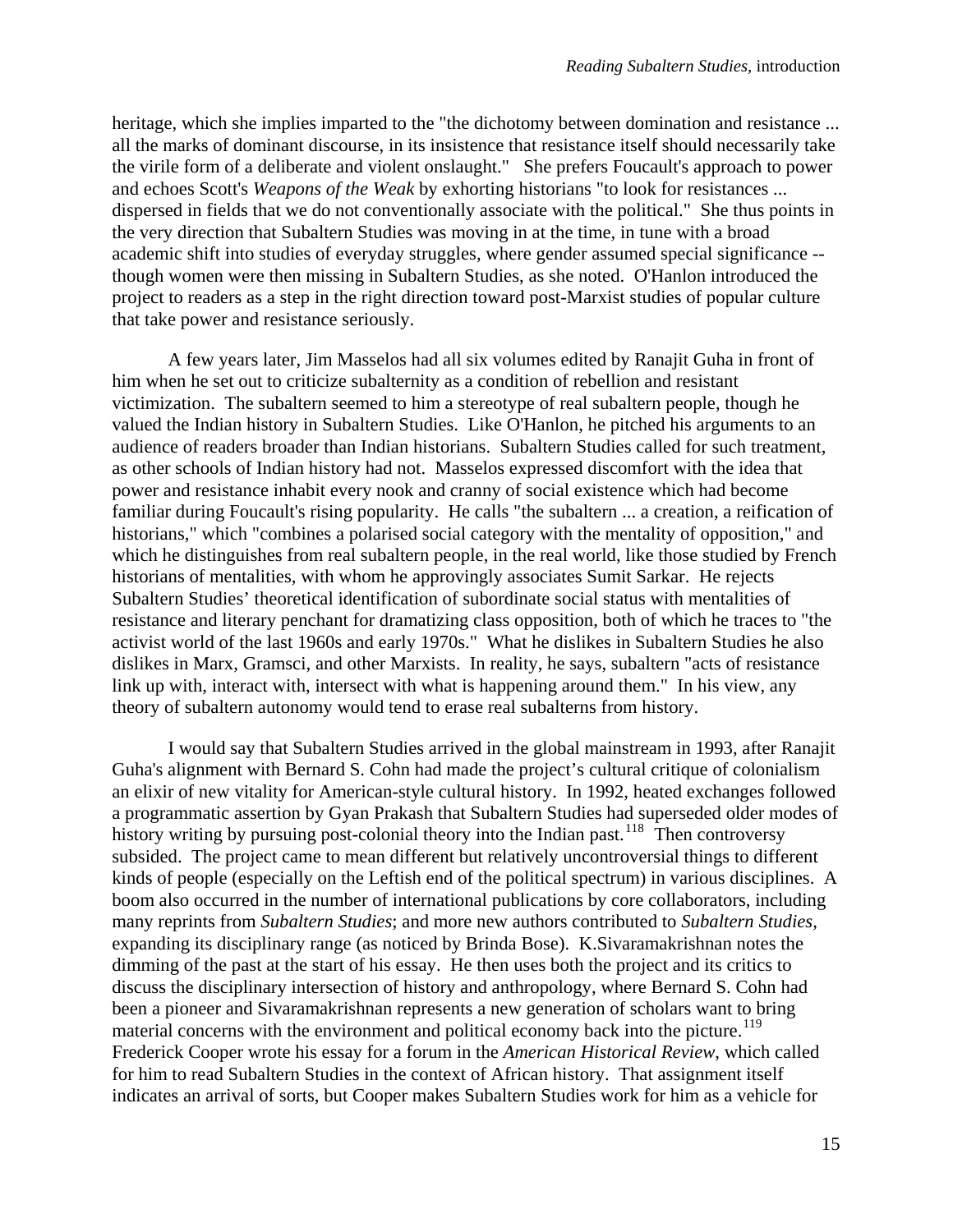heritage, which she implies imparted to the "the dichotomy between domination and resistance ... all the marks of dominant discourse, in its insistence that resistance itself should necessarily take the virile form of a deliberate and violent onslaught." She prefers Foucault's approach to power and echoes Scott's *Weapons of the Weak* by exhorting historians "to look for resistances ... dispersed in fields that we do not conventionally associate with the political." She thus points in the very direction that Subaltern Studies was moving in at the time, in tune with a broad academic shift into studies of everyday struggles, where gender assumed special significance -- though women were then missing in Subaltern Studies, as she noted. O'Hanlon introduced the project to readers as a step in the right direction toward post-Marxist studies of popular culture that take power and resistance seriously.

A few years later, Jim Masselos had all six volumes edited by Ranajit Guha in front of him when he set out to criticize subalternity as a condition of rebellion and resistant victimization. The subaltern seemed to him a stereotype of real subaltern people, though he valued the Indian history in Subaltern Studies. Like O'Hanlon, he pitched his arguments to an audience of readers broader than Indian historians. Subaltern Studies called for such treatment, as other schools of Indian history had not. Masselos expressed discomfort with the idea that power and resistance inhabit every nook and cranny of social existence which had become familiar during Foucault's rising popularity. He calls "the subaltern ... a creation, a reification of historians," which "combines a polarised social category with the mentality of opposition," and which he distinguishes from real subaltern people, in the real world, like those studied by French historians of mentalities, with whom he approvingly associates Sumit Sarkar. He rejects Subaltern Studies' theoretical identification of subordinate social status with mentalities of resistance and literary penchant for dramatizing class opposition, both of which he traces to "the activist world of the last 1960s and early 1970s." What he dislikes in Subaltern Studies he also dislikes in Marx, Gramsci, and other Marxists. In reality, he says, subaltern "acts of resistance link up with, interact with, intersect with what is happening around them." In his view, any theory of subaltern autonomy would tend to erase real subalterns from history.

I would say that Subaltern Studies arrived in the global mainstream in 1993, after Ranajit Guha's alignment with Bernard S. Cohn had made the project's cultural critique of colonialism an elixir of new vitality for American-style cultural history. In 1992, heated exchanges followed a programmatic assertion by Gyan Prakash that Subaltern Studies had superseded older modes of history writing by pursuing post-colonial theory into the Indian past.[118] Then controversy subsided. The project came to mean different but relatively uncontroversial things to different kinds of people (especially on the Leftish end of the political spectrum) in various disciplines. A boom also occurred in the number of international publications by core collaborators, including many reprints from *Subaltern Studies*; and more new authors contributed to *Subaltern Studies*, expanding its disciplinary range (as noticed by Brinda Bose). K.Sivaramakrishnan notes the dimming of the past at the start of his essay. He then uses both the project and its critics to discuss the disciplinary intersection of history and anthropology, where Bernard S. Cohn had been a pioneer and Sivaramakrishnan represents a new generation of scholars want to bring material concerns with the environment and political economy back into the picture.[119] Frederick Cooper wrote his essay for a forum in the *American Historical Review*, which called for him to read Subaltern Studies in the context of African history. That assignment itself indicates an arrival of sorts, but Cooper makes Subaltern Studies work for him as a vehicle for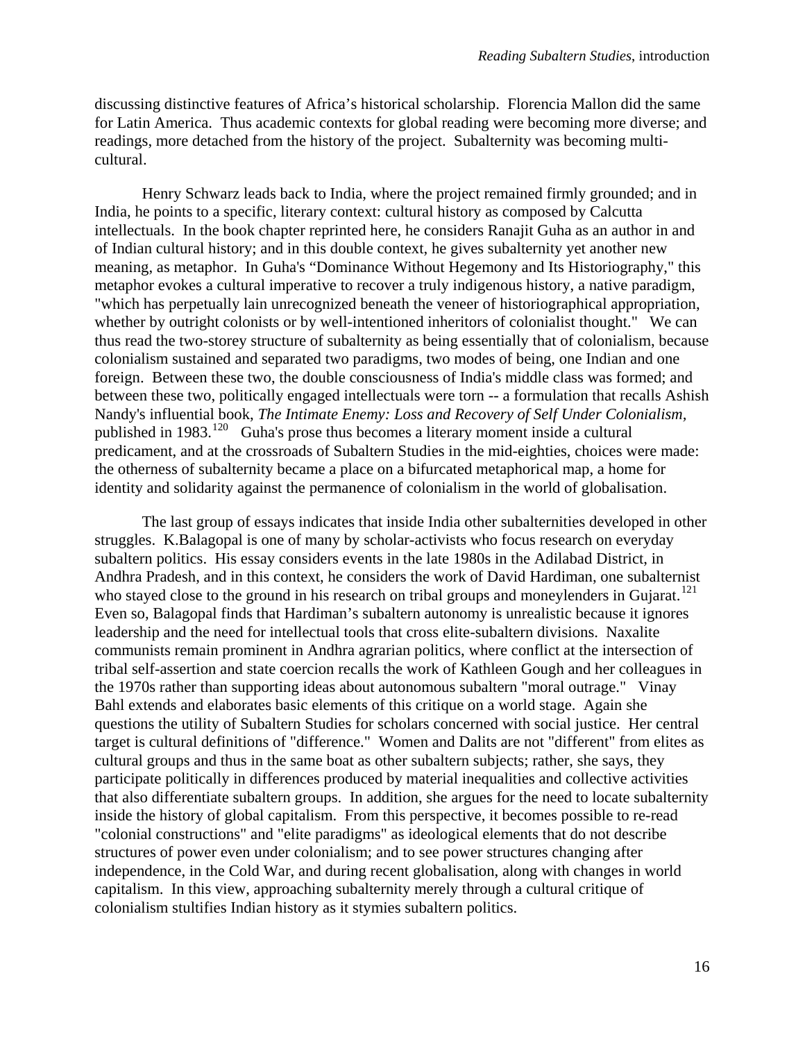discussing distinctive features of Africa's historical scholarship. Florencia Mallon did the same for Latin America. Thus academic contexts for global reading were becoming more diverse; and readings, more detached from the history of the project. Subalternity was becoming multi-cultural.

Henry Schwarz leads back to India, where the project remained firmly grounded; and in India, he points to a specific, literary context: cultural history as composed by Calcutta intellectuals. In the book chapter reprinted here, he considers Ranajit Guha as an author in and of Indian cultural history; and in this double context, he gives subalternity yet another new meaning, as metaphor. In Guha's "Dominance Without Hegemony and Its Historiography," this metaphor evokes a cultural imperative to recover a truly indigenous history, a native paradigm, "which has perpetually lain unrecognized beneath the veneer of historiographical appropriation, whether by outright colonists or by well-intentioned inheritors of colonialist thought." We can thus read the two-storey structure of subalternity as being essentially that of colonialism, because colonialism sustained and separated two paradigms, two modes of being, one Indian and one foreign. Between these two, the double consciousness of India's middle class was formed; and between these two, politically engaged intellectuals were torn -- a formulation that recalls Ashish Nandy's influential book, *The Intimate Enemy: Loss and Recovery of Self Under Colonialism*, published in 1983.[120] Guha's prose thus becomes a literary moment inside a cultural predicament, and at the crossroads of Subaltern Studies in the mid-eighties, choices were made: the otherness of subalternity became a place on a bifurcated metaphorical map, a home for identity and solidarity against the permanence of colonialism in the world of globalisation.

The last group of essays indicates that inside India other subalternities developed in other struggles. K.Balagopal is one of many by scholar-activists who focus research on everyday subaltern politics. His essay considers events in the late 1980s in the Adilabad District, in Andhra Pradesh, and in this context, he considers the work of David Hardiman, one subalternist who stayed close to the ground in his research on tribal groups and moneylenders in Gujarat.[121] Even so, Balagopal finds that Hardiman's subaltern autonomy is unrealistic because it ignores leadership and the need for intellectual tools that cross elite-subaltern divisions. Naxalite communists remain prominent in Andhra agrarian politics, where conflict at the intersection of tribal self-assertion and state coercion recalls the work of Kathleen Gough and her colleagues in the 1970s rather than supporting ideas about autonomous subaltern "moral outrage." Vinay Bahl extends and elaborates basic elements of this critique on a world stage. Again she questions the utility of Subaltern Studies for scholars concerned with social justice. Her central target is cultural definitions of "difference." Women and Dalits are not "different" from elites as cultural groups and thus in the same boat as other subaltern subjects; rather, she says, they participate politically in differences produced by material inequalities and collective activities that also differentiate subaltern groups. In addition, she argues for the need to locate subalternity inside the history of global capitalism. From this perspective, it becomes possible to re-read "colonial constructions" and "elite paradigms" as ideological elements that do not describe structures of power even under colonialism; and to see power structures changing after independence, in the Cold War, and during recent globalisation, along with changes in world capitalism. In this view, approaching subalternity merely through a cultural critique of colonialism stultifies Indian history as it stymies subaltern politics.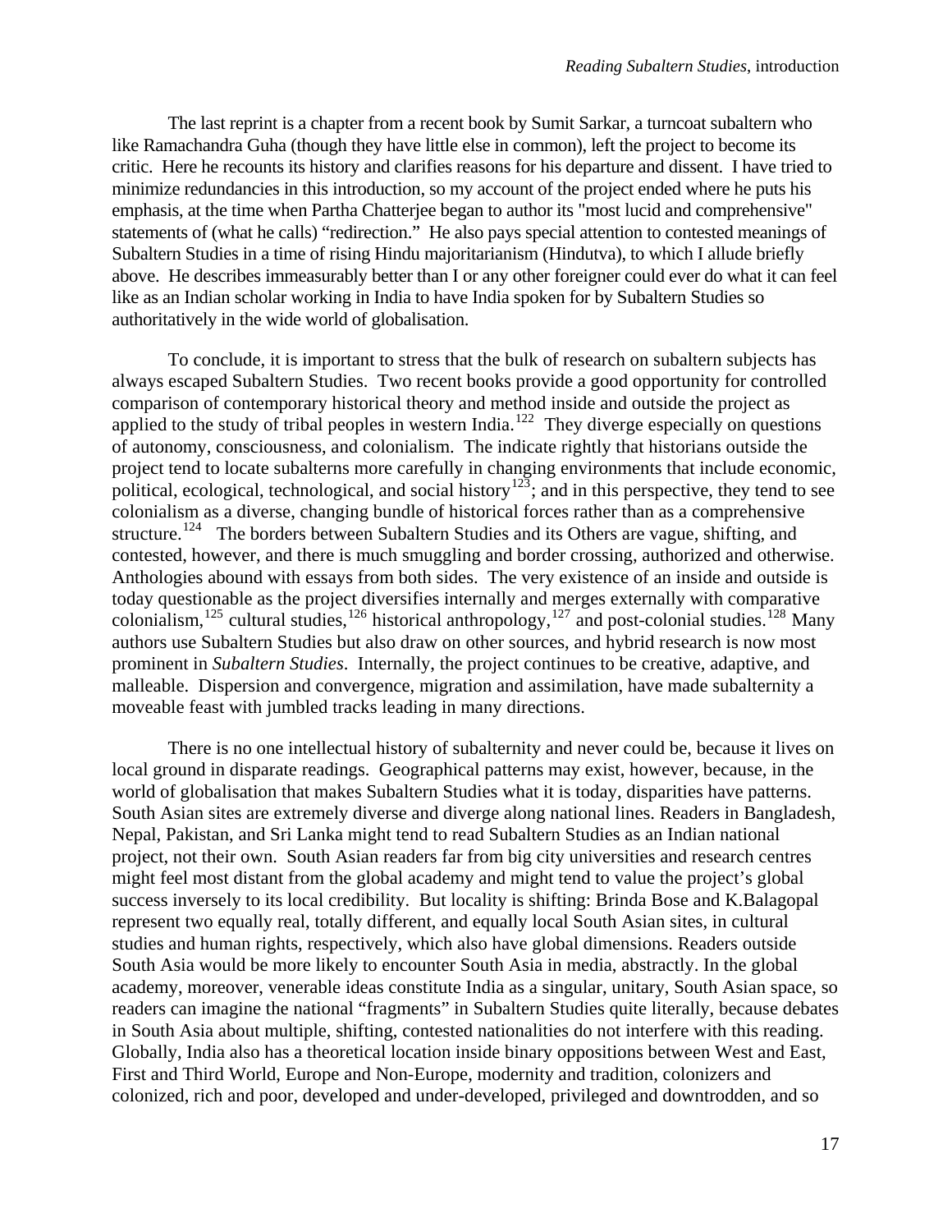The last reprint is a chapter from a recent book by Sumit Sarkar, a turncoat subaltern who like Ramachandra Guha (though they have little else in common), left the project to become its critic. Here he recounts its history and clarifies reasons for his departure and dissent. I have tried to minimize redundancies in this introduction, so my account of the project ended where he puts his emphasis, at the time when Partha Chatterjee began to author its "most lucid and comprehensive" statements of (what he calls) "redirection." He also pays special attention to contested meanings of Subaltern Studies in a time of rising Hindu majoritarianism (Hindutva), to which I allude briefly above. He describes immeasurably better than I or any other foreigner could ever do what it can feel like as an Indian scholar working in India to have India spoken for by Subaltern Studies so authoritatively in the wide world of globalisation.

To conclude, it is important to stress that the bulk of research on subaltern subjects has always escaped Subaltern Studies. Two recent books provide a good opportunity for controlled comparison of contemporary historical theory and method inside and outside the project as applied to the study of tribal peoples in western India.[122] They diverge especially on questions of autonomy, consciousness, and colonialism. The indicate rightly that historians outside the project tend to locate subalterns more carefully in changing environments that include economic, political, ecological, technological, and social history[123]; and in this perspective, they tend to see colonialism as a diverse, changing bundle of historical forces rather than as a comprehensive structure.[124] The borders between Subaltern Studies and its Others are vague, shifting, and contested, however, and there is much smuggling and border crossing, authorized and otherwise. Anthologies abound with essays from both sides. The very existence of an inside and outside is today questionable as the project diversifies internally and merges externally with comparative colonialism,[125] cultural studies,[126] historical anthropology,[127] and post-colonial studies.[128] Many authors use Subaltern Studies but also draw on other sources, and hybrid research is now most prominent in *Subaltern Studies*. Internally, the project continues to be creative, adaptive, and malleable. Dispersion and convergence, migration and assimilation, have made subalternity a moveable feast with jumbled tracks leading in many directions.

There is no one intellectual history of subalternity and never could be, because it lives on local ground in disparate readings. Geographical patterns may exist, however, because, in the world of globalisation that makes Subaltern Studies what it is today, disparities have patterns. South Asian sites are extremely diverse and diverge along national lines. Readers in Bangladesh, Nepal, Pakistan, and Sri Lanka might tend to read Subaltern Studies as an Indian national project, not their own. South Asian readers far from big city universities and research centres might feel most distant from the global academy and might tend to value the project's global success inversely to its local credibility. But locality is shifting: Brinda Bose and K.Balagopal represent two equally real, totally different, and equally local South Asian sites, in cultural studies and human rights, respectively, which also have global dimensions. Readers outside South Asia would be more likely to encounter South Asia in media, abstractly. In the global academy, moreover, venerable ideas constitute India as a singular, unitary, South Asian space, so readers can imagine the national "fragments" in Subaltern Studies quite literally, because debates in South Asia about multiple, shifting, contested nationalities do not interfere with this reading. Globally, India also has a theoretical location inside binary oppositions between West and East, First and Third World, Europe and Non-Europe, modernity and tradition, colonizers and colonized, rich and poor, developed and under-developed, privileged and downtrodden, and so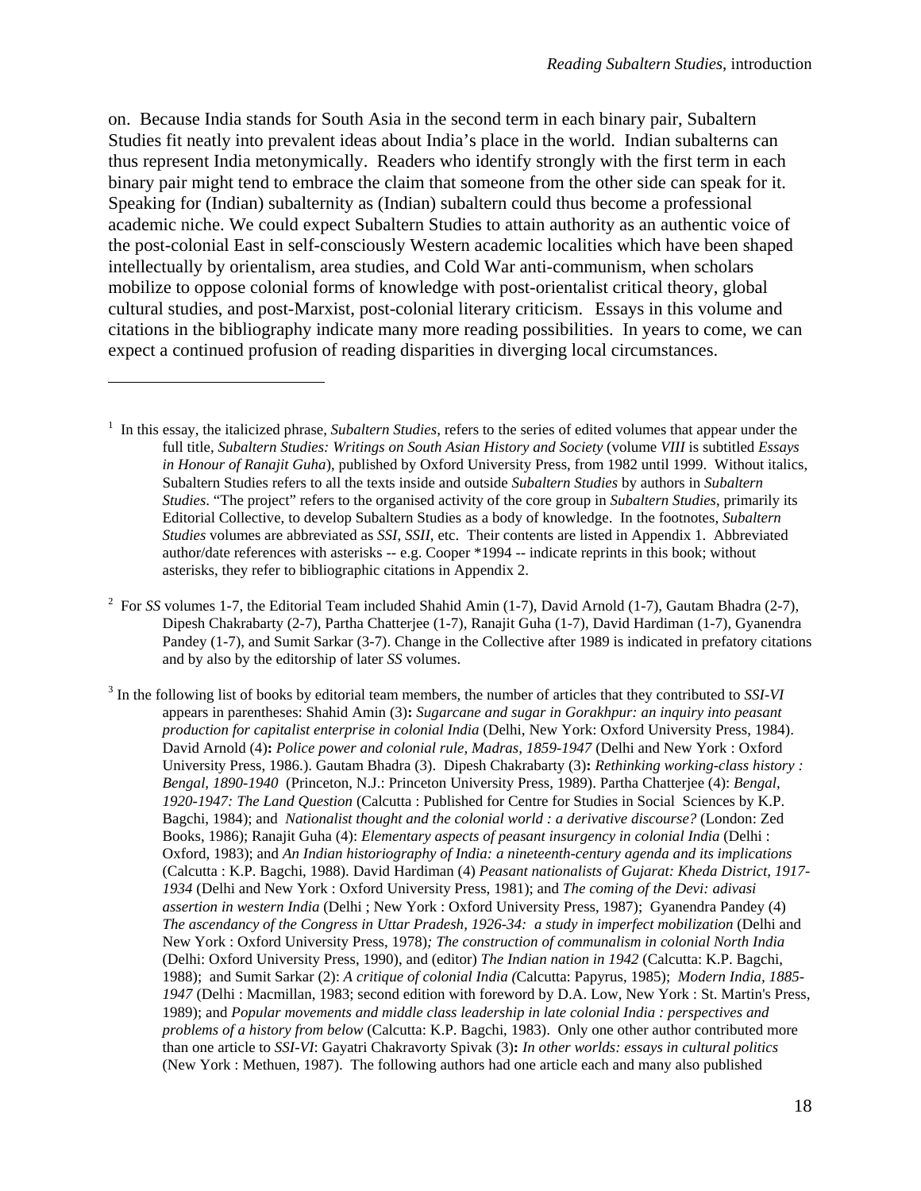on. Because India stands for South Asia in the second term in each binary pair, Subaltern Studies fit neatly into prevalent ideas about India's place in the world. Indian subalterns can thus represent India metonymically. Readers who identify strongly with the first term in each binary pair might tend to embrace the claim that someone from the other side can speak for it. Speaking for (Indian) subalternity as (Indian) subaltern could thus become a professional academic niche. We could expect Subaltern Studies to attain authority as an authentic voice of the post-colonial East in self-consciously Western academic localities which have been shaped intellectually by orientalism, area studies, and Cold War anti-communism, when scholars mobilize to oppose colonial forms of knowledge with post-orientalist critical theory, global cultural studies, and post-Marxist, post-colonial literary criticism. Essays in this volume and citations in the bibliography indicate many more reading possibilities. In years to come, we can expect a continued profusion of reading disparities in diverging local circumstances.

---

[1] In this essay, the italicized phrase, *Subaltern Studies*, refers to the series of edited volumes that appear under the full title, *Subaltern Studies: Writings on South Asian History and Society* (volume *VIII* is subtitled *Essays in Honour of Ranajit Guha*), published by Oxford University Press, from 1982 until 1999. Without italics, Subaltern Studies refers to all the texts inside and outside *Subaltern Studies* by authors in *Subaltern Studies*. "The project" refers to the organised activity of the core group in *Subaltern Studies*, primarily its Editorial Collective, to develop Subaltern Studies as a body of knowledge. In the footnotes, *Subaltern Studies* volumes are abbreviated as *SSI*, *SSII*, etc. Their contents are listed in Appendix 1. Abbreviated author/date references with asterisks -- e.g. Cooper *1994 -- indicate reprints in this book; without asterisks, they refer to bibliographic citations in Appendix 2.

[2] For *SS* volumes 1-7, the Editorial Team included Shahid Amin (1-7), David Arnold (1-7), Gautam Bhadra (2-7), Dipesh Chakrabarty (2-7), Partha Chatterjee (1-7), Ranajit Guha (1-7), David Hardiman (1-7), Gyanendra Pandey (1-7), and Sumit Sarkar (3-7). Change in the Collective after 1989 is indicated in prefatory citations and by also by the editorship of later *SS* volumes.

[3] In the following list of books by editorial team members, the number of articles that they contributed to *SSI-VI* appears in parentheses: Shahid Amin (3)**:** *Sugarcane and sugar in Gorakhpur: an inquiry into peasant production for capitalist enterprise in colonial India* (Delhi, New York: Oxford University Press, 1984). David Arnold (4)**:** *Police power and colonial rule, Madras, 1859-1947* (Delhi and New York : Oxford University Press, 1986.). Gautam Bhadra (3). Dipesh Chakrabarty (3)**:** *Rethinking working-class history : Bengal, 1890-1940* (Princeton, N.J.: Princeton University Press, 1989). Partha Chatterjee (4): *Bengal, 1920-1947: The Land Question* (Calcutta : Published for Centre for Studies in Social Sciences by K.P. Bagchi, 1984); and *Nationalist thought and the colonial world : a derivative discourse?* (London: Zed Books, 1986); Ranajit Guha (4): *Elementary aspects of peasant insurgency in colonial India* (Delhi : Oxford, 1983); and *An Indian historiography of India: a nineteenth-century agenda and its implications* (Calcutta : K.P. Bagchi, 1988). David Hardiman (4) *Peasant nationalists of Gujarat: Kheda District, 1917-1934* (Delhi and New York : Oxford University Press, 1981); and *The coming of the Devi: adivasi assertion in western India* (Delhi ; New York : Oxford University Press, 1987); Gyanendra Pandey (4) *The ascendancy of the Congress in Uttar Pradesh, 1926-34: a study in imperfect mobilization* (Delhi and New York : Oxford University Press, 1978)*; The construction of communalism in colonial North India* (Delhi: Oxford University Press, 1990), and (editor) *The Indian nation in 1942* (Calcutta: K.P. Bagchi, 1988); and Sumit Sarkar (2): *A critique of colonial India (*Calcutta: Papyrus, 1985); *Modern India, 1885-1947* (Delhi : Macmillan, 1983; second edition with foreword by D.A. Low, New York : St. Martin's Press, 1989); and *Popular movements and middle class leadership in late colonial India : perspectives and problems of a history from below* (Calcutta: K.P. Bagchi, 1983). Only one other author contributed more than one article to *SSI-VI*: Gayatri Chakravorty Spivak (3)**:** *In other worlds: essays in cultural politics* (New York : Methuen, 1987). The following authors had one article each and many also published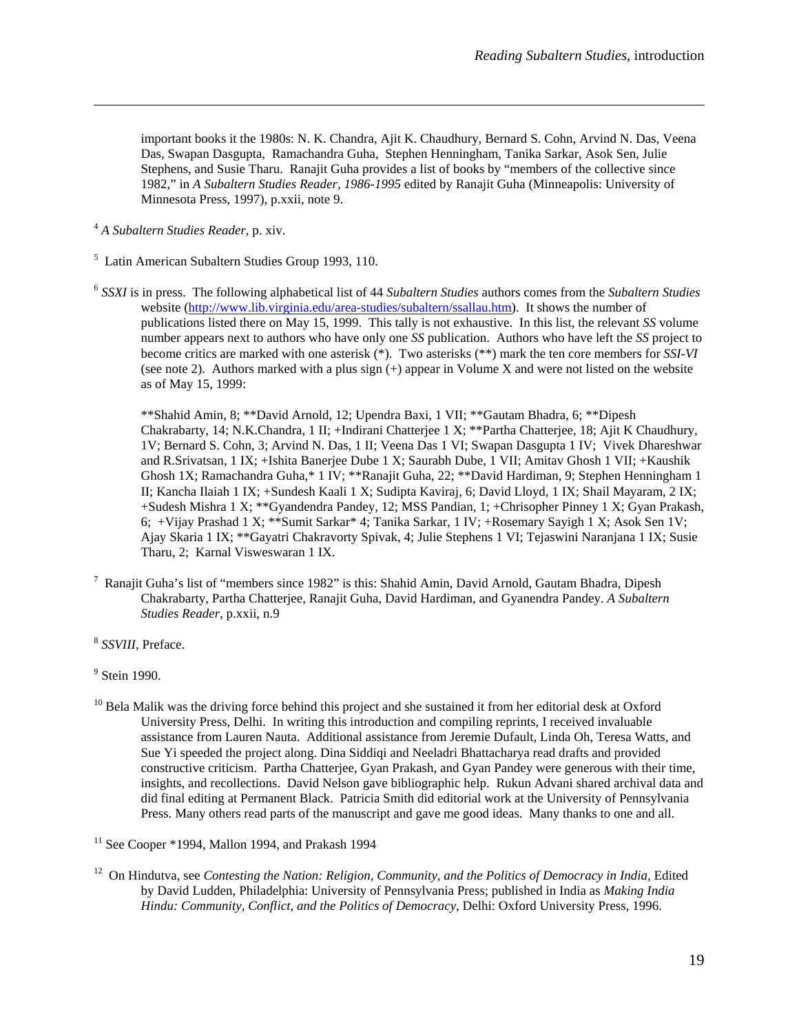important books it the 1980s: N. K. Chandra, Ajit K. Chaudhury, Bernard S. Cohn, Arvind N. Das, Veena Das, Swapan Dasgupta, Ramachandra Guha, Stephen Henningham, Tanika Sarkar, Asok Sen, Julie Stephens, and Susie Tharu. Ranajit Guha provides a list of books by "members of the collective since 1982," in *A Subaltern Studies Reader, 1986-1995* edited by Ranajit Guha (Minneapolis: University of Minnesota Press, 1997), p.xxii, note 9.

[4] *A Subaltern Studies Reader*, p. xiv.

[5] Latin American Subaltern Studies Group 1993, 110.

[6] *SSXI* is in press. The following alphabetical list of 44 *Subaltern Studies* authors comes from the *Subaltern Studies* website (http://www.lib.virginia.edu/area-studies/subaltern/ssallau.htm). It shows the number of publications listed there on May 15, 1999. This tally is not exhaustive. In this list, the relevant *SS* volume number appears next to authors who have only one *SS* publication. Authors who have left the *SS* project to become critics are marked with one asterisk (*). Two asterisks (**) mark the ten core members for *SSI-VI* (see note 2). Authors marked with a plus sign (+) appear in Volume X and were not listed on the website as of May 15, 1999:

**Shahid Amin, 8; **David Arnold, 12; Upendra Baxi, 1 VII; **Gautam Bhadra, 6; **Dipesh Chakrabarty, 14; N.K.Chandra, 1 II; +Indirani Chatterjee 1 X; **Partha Chatterjee, 18; Ajit K Chaudhury, 1V; Bernard S. Cohn, 3; Arvind N. Das, 1 II; Veena Das 1 VI; Swapan Dasgupta 1 IV; Vivek Dhareshwar and R.Srivatsan, 1 IX; +Ishita Banerjee Dube 1 X; Saurabh Dube, 1 VII; Amitav Ghosh 1 VII; +Kaushik Ghosh 1X; Ramachandra Guha,* 1 IV; **Ranajit Guha, 22; **David Hardiman, 9; Stephen Henningham 1 II; Kancha Ilaiah 1 IX; +Sundesh Kaali 1 X; Sudipta Kaviraj, 6; David Lloyd, 1 IX; Shail Mayaram, 2 IX; +Sudesh Mishra 1 X; **Gyandendra Pandey, 12; MSS Pandian, 1; +Chrisopher Pinney 1 X; Gyan Prakash, 6; +Vijay Prashad 1 X; **Sumit Sarkar* 4; Tanika Sarkar, 1 IV; +Rosemary Sayigh 1 X; Asok Sen 1V; Ajay Skaria 1 IX; **Gayatri Chakravorty Spivak, 4; Julie Stephens 1 VI; Tejaswini Naranjana 1 IX; Susie Tharu, 2; Karnal Visweswaran 1 IX.

[7] Ranajit Guha's list of "members since 1982" is this: Shahid Amin, David Arnold, Gautam Bhadra, Dipesh Chakrabarty, Partha Chatterjee, Ranajit Guha, David Hardiman, and Gyanendra Pandey. *A Subaltern Studies Reader*, p.xxii, n.9

[8] *SSVIII*, Preface.

[9] Stein 1990.

[10] Bela Malik was the driving force behind this project and she sustained it from her editorial desk at Oxford University Press, Delhi. In writing this introduction and compiling reprints, I received invaluable assistance from Lauren Nauta. Additional assistance from Jeremie Dufault, Linda Oh, Teresa Watts, and Sue Yi speeded the project along. Dina Siddiqi and Neeladri Bhattacharya read drafts and provided constructive criticism. Partha Chatterjee, Gyan Prakash, and Gyan Pandey were generous with their time, insights, and recollections. David Nelson gave bibliographic help. Rukun Advani shared archival data and did final editing at Permanent Black. Patricia Smith did editorial work at the University of Pennsylvania Press. Many others read parts of the manuscript and gave me good ideas. Many thanks to one and all.

[11] See Cooper *1994, Mallon 1994, and Prakash 1994

[12] On Hindutva, see *Contesting the Nation: Religion, Community, and the Politics of Democracy in India*, Edited by David Ludden, Philadelphia: University of Pennsylvania Press; published in India as *Making India Hindu: Community, Conflict, and the Politics of Democracy*, Delhi: Oxford University Press, 1996.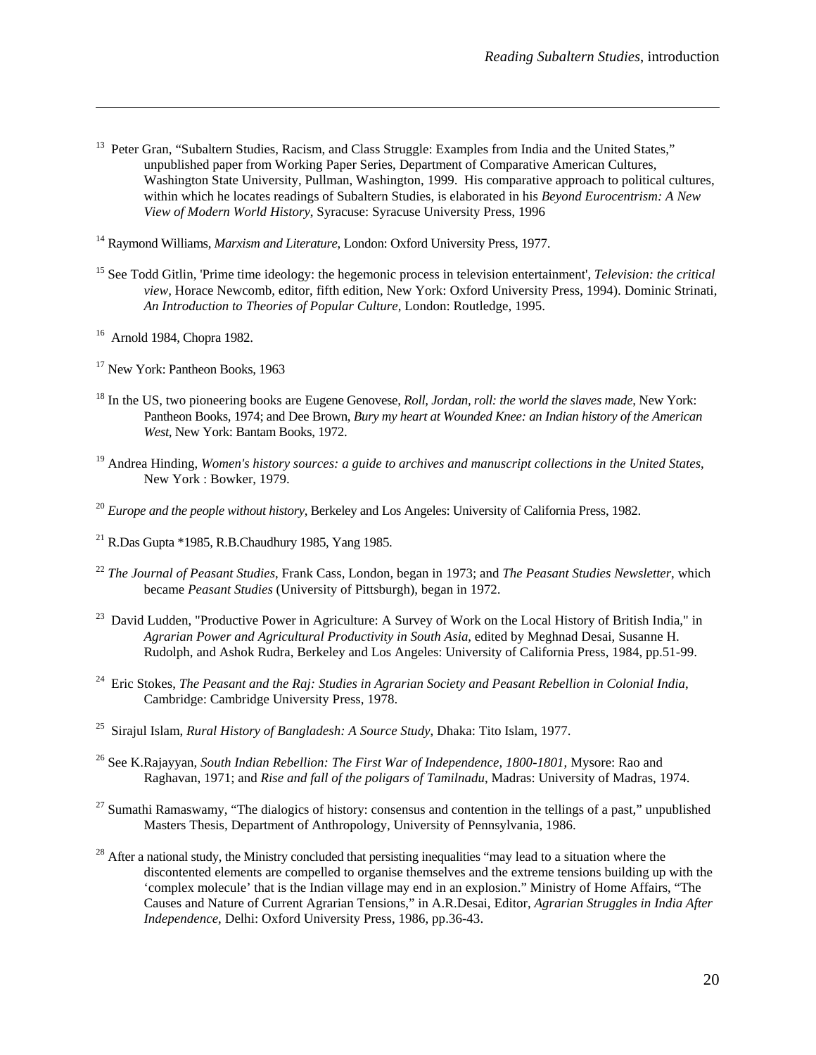[13] Peter Gran, "Subaltern Studies, Racism, and Class Struggle: Examples from India and the United States," unpublished paper from Working Paper Series, Department of Comparative American Cultures, Washington State University, Pullman, Washington, 1999. His comparative approach to political cultures, within which he locates readings of Subaltern Studies, is elaborated in his *Beyond Eurocentrism: A New View of Modern World History*, Syracuse: Syracuse University Press, 1996

[14] Raymond Williams, *Marxism and Literature*, London: Oxford University Press, 1977.

[15] See Todd Gitlin, 'Prime time ideology: the hegemonic process in television entertainment', *Television: the critical view*, Horace Newcomb, editor, fifth edition, New York: Oxford University Press, 1994). Dominic Strinati, *An Introduction to Theories of Popular Culture*, London: Routledge, 1995.

[16] Arnold 1984, Chopra 1982.

[17] New York: Pantheon Books, 1963

[18] In the US, two pioneering books are Eugene Genovese, *Roll, Jordan, roll: the world the slaves made*, New York: Pantheon Books, 1974; and Dee Brown, *Bury my heart at Wounded Knee: an Indian history of the American West*, New York: Bantam Books, 1972.

[19] Andrea Hinding, *Women's history sources: a guide to archives and manuscript collections in the United States*, New York : Bowker, 1979.

[20] *Europe and the people without history*, Berkeley and Los Angeles: University of California Press, 1982.

[21] R.Das Gupta *1985, R.B.Chaudhury 1985, Yang 1985.

[22] *The Journal of Peasant Studies*, Frank Cass, London, began in 1973; and *The Peasant Studies Newsletter*, which became *Peasant Studies* (University of Pittsburgh), began in 1972.

[23] David Ludden, "Productive Power in Agriculture: A Survey of Work on the Local History of British India," in *Agrarian Power and Agricultural Productivity in South Asia*, edited by Meghnad Desai, Susanne H. Rudolph, and Ashok Rudra, Berkeley and Los Angeles: University of California Press, 1984, pp.51-99.

[24] Eric Stokes, *The Peasant and the Raj: Studies in Agrarian Society and Peasant Rebellion in Colonial India*, Cambridge: Cambridge University Press, 1978.

[25] Sirajul Islam, *Rural History of Bangladesh: A Source Study*, Dhaka: Tito Islam, 1977.

[26] See K.Rajayyan, *South Indian Rebellion: The First War of Independence, 1800-1801*, Mysore: Rao and Raghavan, 1971; and *Rise and fall of the poligars of Tamilnadu*, Madras: University of Madras, 1974.

[27] Sumathi Ramaswamy, "The dialogics of history: consensus and contention in the tellings of a past," unpublished Masters Thesis, Department of Anthropology, University of Pennsylvania, 1986.

[28] After a national study, the Ministry concluded that persisting inequalities "may lead to a situation where the discontented elements are compelled to organise themselves and the extreme tensions building up with the 'complex molecule' that is the Indian village may end in an explosion." Ministry of Home Affairs, "The Causes and Nature of Current Agrarian Tensions," in A.R.Desai, Editor, *Agrarian Struggles in India After Independence*, Delhi: Oxford University Press, 1986, pp.36-43.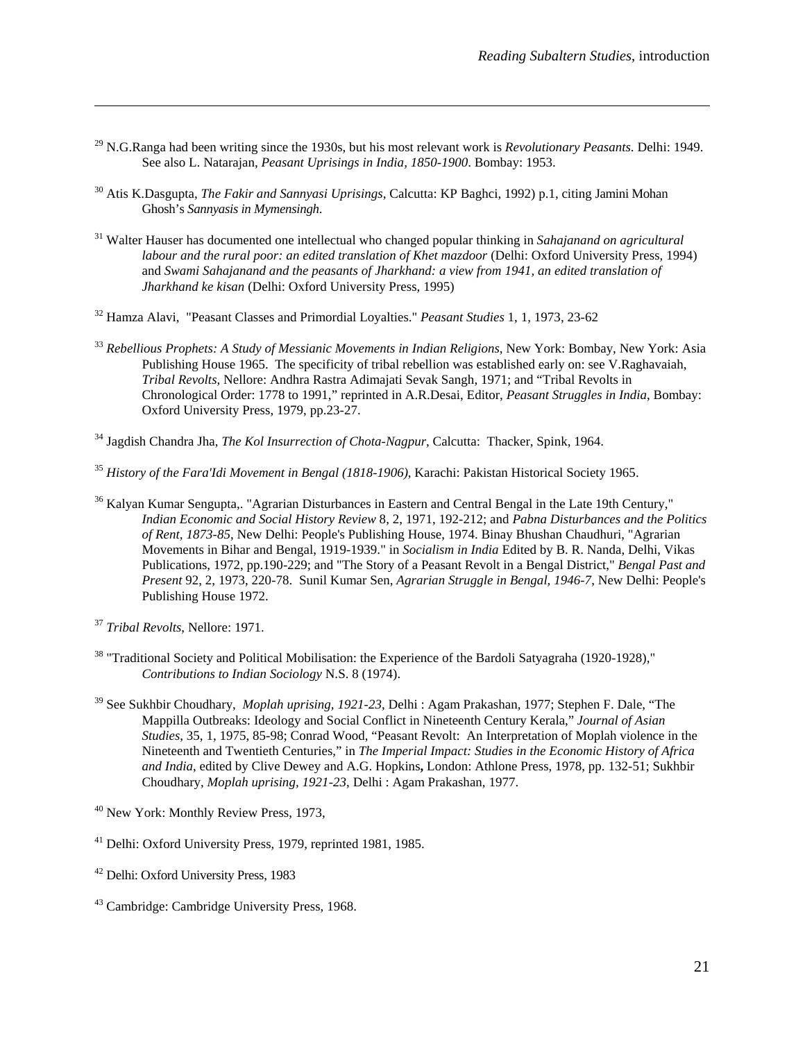[29] N.G.Ranga had been writing since the 1930s, but his most relevant work is *Revolutionary Peasants.* Delhi: 1949. See also L. Natarajan, *Peasant Uprisings in India, 1850-1900*. Bombay: 1953.

[30] Atis K.Dasgupta, *The Fakir and Sannyasi Uprisings*, Calcutta: KP Baghci, 1992) p.1, citing Jamini Mohan Ghosh's *Sannyasis in Mymensingh.*

[31] Walter Hauser has documented one intellectual who changed popular thinking in *Sahajanand on agricultural labour and the rural poor: an edited translation of Khet mazdoor* (Delhi: Oxford University Press, 1994) and *Swami Sahajanand and the peasants of Jharkhand: a view from 1941, an edited translation of Jharkhand ke kisan* (Delhi: Oxford University Press, 1995)

[32] Hamza Alavi, "Peasant Classes and Primordial Loyalties." *Peasant Studies* 1, 1, 1973, 23-62

[33] *Rebellious Prophets: A Study of Messianic Movements in Indian Religions*, New York: Bombay, New York: Asia Publishing House 1965. The specificity of tribal rebellion was established early on: see V.Raghavaiah, *Tribal Revolts*, Nellore: Andhra Rastra Adimajati Sevak Sangh, 1971; and "Tribal Revolts in Chronological Order: 1778 to 1991," reprinted in A.R.Desai, Editor, *Peasant Struggles in India*, Bombay: Oxford University Press, 1979, pp.23-27.

[34] Jagdish Chandra Jha, *The Kol Insurrection of Chota-Nagpur*, Calcutta: Thacker, Spink, 1964.

[35] *History of the Fara'Idi Movement in Bengal (1818-1906)*, Karachi: Pakistan Historical Society 1965.

[36] Kalyan Kumar Sengupta,. "Agrarian Disturbances in Eastern and Central Bengal in the Late 19th Century," *Indian Economic and Social History Review* 8, 2, 1971, 192-212; and *Pabna Disturbances and the Politics of Rent, 1873-85*, New Delhi: People's Publishing House, 1974. Binay Bhushan Chaudhuri, "Agrarian Movements in Bihar and Bengal, 1919-1939." in *Socialism in India* Edited by B. R. Nanda, Delhi, Vikas Publications, 1972, pp.190-229; and "The Story of a Peasant Revolt in a Bengal District," *Bengal Past and Present* 92, 2, 1973, 220-78. Sunil Kumar Sen, *Agrarian Struggle in Bengal, 1946-7*, New Delhi: People's Publishing House 1972.

[37] *Tribal Revolts*, Nellore: 1971.

[38] "Traditional Society and Political Mobilisation: the Experience of the Bardoli Satyagraha (1920-1928)," *Contributions to Indian Sociology* N.S. 8 (1974).

[39] See Sukhbir Choudhary, *Moplah uprising, 1921-23*, Delhi : Agam Prakashan, 1977; Stephen F. Dale, "The Mappilla Outbreaks: Ideology and Social Conflict in Nineteenth Century Kerala," *Journal of Asian Studies*, 35, 1, 1975, 85-98; Conrad Wood, "Peasant Revolt: An Interpretation of Moplah violence in the Nineteenth and Twentieth Centuries," in *The Imperial Impact: Studies in the Economic History of Africa and India*, edited by Clive Dewey and A.G. Hopkins**,** London: Athlone Press, 1978, pp. 132-51; Sukhbir Choudhary, *Moplah uprising, 1921-23*, Delhi : Agam Prakashan, 1977.

[40] New York: Monthly Review Press, 1973,

[41] Delhi: Oxford University Press, 1979, reprinted 1981, 1985.

[42] Delhi: Oxford University Press, 1983

[43] Cambridge: Cambridge University Press, 1968.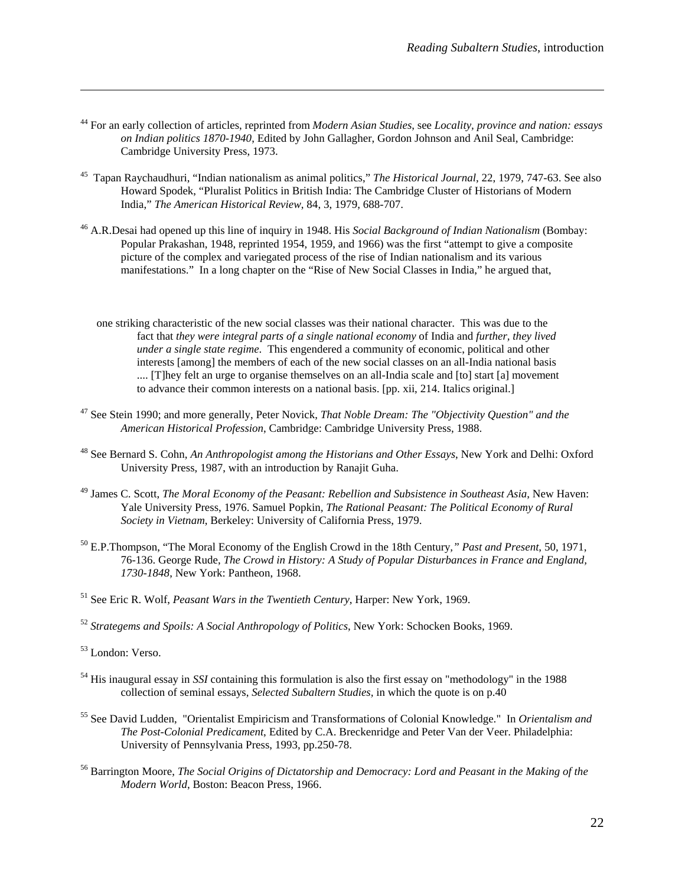[44] For an early collection of articles, reprinted from *Modern Asian Studies*, see *Locality, province and nation: essays on Indian politics 1870-1940*, Edited by John Gallagher, Gordon Johnson and Anil Seal, Cambridge: Cambridge University Press, 1973.

[45] Tapan Raychaudhuri, "Indian nationalism as animal politics," *The Historical Journal*, 22, 1979, 747-63. See also Howard Spodek, "Pluralist Politics in British India: The Cambridge Cluster of Historians of Modern India," *The American Historical Review*, 84, 3, 1979, 688-707.

[46] A.R.Desai had opened up this line of inquiry in 1948. His *Social Background of Indian Nationalism* (Bombay: Popular Prakashan, 1948, reprinted 1954, 1959, and 1966) was the first "attempt to give a composite picture of the complex and variegated process of the rise of Indian nationalism and its various manifestations." In a long chapter on the "Rise of New Social Classes in India," he argued that,

> one striking characteristic of the new social classes was their national character. This was due to the fact that *they were integral parts of a single national economy* of India and *further, they lived under a single state regime*. This engendered a community of economic, political and other interests [among] the members of each of the new social classes on an all-India national basis .... [T]hey felt an urge to organise themselves on an all-India scale and [to] start [a] movement to advance their common interests on a national basis. [pp. xii, 214. Italics original.]

[47] See Stein 1990; and more generally, Peter Novick, *That Noble Dream: The "Objectivity Question" and the American Historical Profession*, Cambridge: Cambridge University Press, 1988.

[48] See Bernard S. Cohn, *An Anthropologist among the Historians and Other Essays*, New York and Delhi: Oxford University Press, 1987, with an introduction by Ranajit Guha.

[49] James C. Scott, *The Moral Economy of the Peasant: Rebellion and Subsistence in Southeast Asia*, New Haven: Yale University Press, 1976. Samuel Popkin, *The Rational Peasant: The Political Economy of Rural Society in Vietnam*, Berkeley: University of California Press, 1979.

[50] E.P.Thompson, "The Moral Economy of the English Crowd in the 18th Century," *Past and Present*, 50, 1971, 76-136. George Rude, *The Crowd in History: A Study of Popular Disturbances in France and England, 1730-1848*, New York: Pantheon, 1968.

[51] See Eric R. Wolf, *Peasant Wars in the Twentieth Century*, Harper: New York, 1969.

[52] *Strategems and Spoils: A Social Anthropology of Politics*, New York: Schocken Books, 1969.

[53] London: Verso.

[54] His inaugural essay in *SSI* containing this formulation is also the first essay on "methodology" in the 1988 collection of seminal essays, *Selected Subaltern Studies*, in which the quote is on p.40

[55] See David Ludden, "Orientalist Empiricism and Transformations of Colonial Knowledge." In *Orientalism and The Post-Colonial Predicament*, Edited by C.A. Breckenridge and Peter Van der Veer. Philadelphia: University of Pennsylvania Press, 1993, pp.250-78.

[56] Barrington Moore, *The Social Origins of Dictatorship and Democracy: Lord and Peasant in the Making of the Modern World*, Boston: Beacon Press, 1966.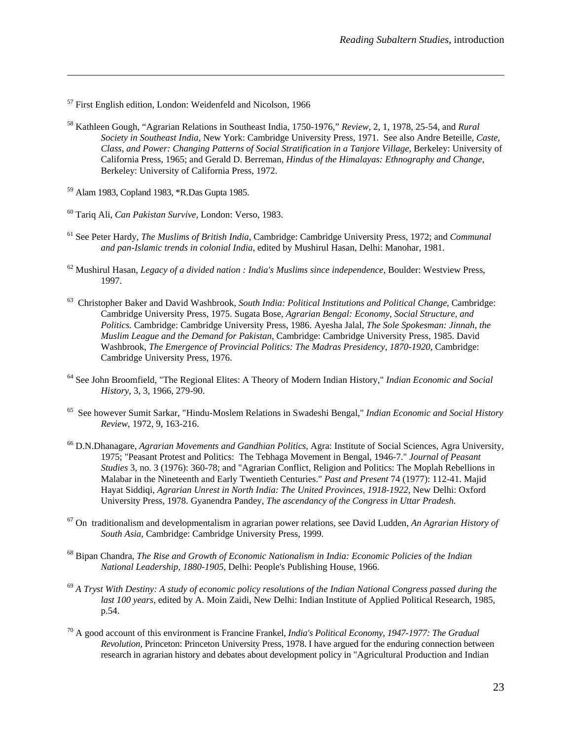[57] First English edition, London: Weidenfeld and Nicolson, 1966

[58] Kathleen Gough, “Agrarian Relations in Southeast India, 1750-1976,” *Review*, 2, 1, 1978, 25-54, and *Rural Society in Southeast India*, New York: Cambridge University Press, 1971. See also Andre Beteille, *Caste, Class, and Power: Changing Patterns of Social Stratification in a Tanjore Village*, Berkeley: University of California Press, 1965; and Gerald D. Berreman, *Hindus of the Himalayas: Ethnography and Change*, Berkeley: University of California Press, 1972.

[59] Alam 1983, Copland 1983, *R.Das Gupta 1985.

[60] Tariq Ali, *Can Pakistan Survive*, London: Verso, 1983.

[61] See Peter Hardy, *The Muslims of British India*, Cambridge: Cambridge University Press, 1972; and *Communal and pan-Islamic trends in colonial India*, edited by Mushirul Hasan, Delhi: Manohar, 1981.

[62] Mushirul Hasan, *Legacy of a divided nation : India's Muslims since independence*, Boulder: Westview Press, 1997.

[63] Christopher Baker and David Washbrook, *South India: Political Institutions and Political Change*, Cambridge: Cambridge University Press, 1975. Sugata Bose, *Agrarian Bengal: Economy, Social Structure, and Politics.* Cambridge: Cambridge University Press, 1986. Ayesha Jalal, *The Sole Spokesman: Jinnah, the Muslim League and the Demand for Pakistan*, Cambridge: Cambridge University Press, 1985. David Washbrook, *The Emergence of Provincial Politics: The Madras Presidency, 1870-1920*, Cambridge: Cambridge University Press, 1976.

[64] See John Broomfield, "The Regional Elites: A Theory of Modern Indian History," *Indian Economic and Social History*, 3, 3, 1966, 279-90.

[65] See however Sumit Sarkar, "Hindu-Moslem Relations in Swadeshi Bengal," *Indian Economic and Social History Review*, 1972, 9, 163-216.

[66] D.N.Dhanagare, *Agrarian Movements and Gandhian Politics*, Agra: Institute of Social Sciences, Agra University, 1975; "Peasant Protest and Politics: The Tebhaga Movement in Bengal, 1946-7." *Journal of Peasant Studies* 3, no. 3 (1976): 360-78; and "Agrarian Conflict, Religion and Politics: The Moplah Rebellions in Malabar in the Nineteenth and Early Twentieth Centuries." *Past and Present* 74 (1977): 112-41. Majid Hayat Siddiqi, *Agrarian Unrest in North India: The United Provinces, 1918-1922*, New Delhi: Oxford University Press, 1978. Gyanendra Pandey, *The ascendancy of the Congress in Uttar Pradesh.*

[67] On traditionalism and developmentalism in agrarian power relations, see David Ludden, *An Agrarian History of South Asia*, Cambridge: Cambridge University Press, 1999.

[68] Bipan Chandra, *The Rise and Growth of Economic Nationalism in India: Economic Policies of the Indian National Leadership, 1880-1905*, Delhi: People's Publishing House, 1966.

[69] *A Tryst With Destiny: A study of economic policy resolutions of the Indian National Congress passed during the last 100 years*, edited by A. Moin Zaidi, New Delhi: Indian Institute of Applied Political Research, 1985, p.54.

[70] A good account of this environment is Francine Frankel, *India's Political Economy, 1947-1977: The Gradual Revolution*, Princeton: Princeton University Press, 1978. I have argued for the enduring connection between research in agrarian history and debates about development policy in "Agricultural Production and Indian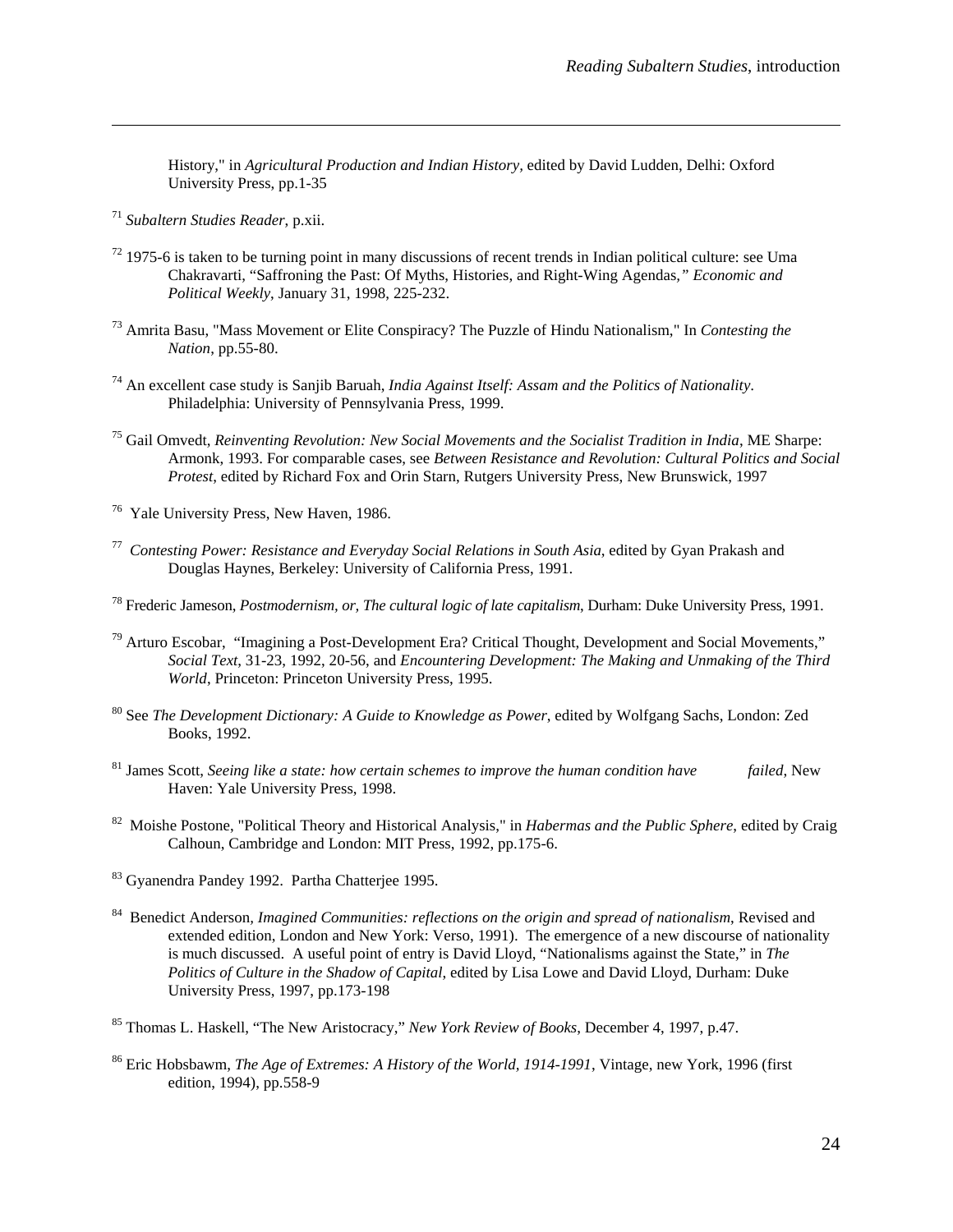History," in *Agricultural Production and Indian History,* edited by David Ludden, Delhi: Oxford University Press, pp.1-35

[71] *Subaltern Studies Reader*, p.xii.

[72] 1975-6 is taken to be turning point in many discussions of recent trends in Indian political culture: see Uma Chakravarti, "Saffroning the Past: Of Myths, Histories, and Right-Wing Agendas*," Economic and Political Weekly*, January 31, 1998, 225-232.

[73] Amrita Basu, "Mass Movement or Elite Conspiracy? The Puzzle of Hindu Nationalism," In *Contesting the Nation*, pp.55-80.

[74] An excellent case study is Sanjib Baruah, *India Against Itself: Assam and the Politics of Nationality*. Philadelphia: University of Pennsylvania Press, 1999.

[75] Gail Omvedt, *Reinventing Revolution: New Social Movements and the Socialist Tradition in India*, ME Sharpe: Armonk, 1993. For comparable cases, see *Between Resistance and Revolution: Cultural Politics and Social Protest*, edited by Richard Fox and Orin Starn, Rutgers University Press, New Brunswick, 1997

[76] Yale University Press, New Haven, 1986.

[77] *Contesting Power: Resistance and Everyday Social Relations in South Asia*, edited by Gyan Prakash and Douglas Haynes, Berkeley: University of California Press, 1991.

[78] Frederic Jameson, *Postmodernism, or, The cultural logic of late capitalism*, Durham: Duke University Press, 1991.

[79] Arturo Escobar, "Imagining a Post-Development Era? Critical Thought, Development and Social Movements," *Social Text*, 31-23, 1992, 20-56, and *Encountering Development: The Making and Unmaking of the Third World*, Princeton: Princeton University Press, 1995.

[80] See *The Development Dictionary: A Guide to Knowledge as Power*, edited by Wolfgang Sachs, London: Zed Books, 1992.

[81] James Scott, *Seeing like a state: how certain schemes to improve the human condition have failed*, New Haven: Yale University Press, 1998.

[82] Moishe Postone, "Political Theory and Historical Analysis," in *Habermas and the Public Sphere*, edited by Craig Calhoun, Cambridge and London: MIT Press, 1992, pp.175-6.

[83] Gyanendra Pandey 1992. Partha Chatterjee 1995.

[84] Benedict Anderson, *Imagined Communities: reflections on the origin and spread of nationalism*, Revised and extended edition, London and New York: Verso, 1991). The emergence of a new discourse of nationality is much discussed. A useful point of entry is David Lloyd, "Nationalisms against the State," in *The Politics of Culture in the Shadow of Capital*, edited by Lisa Lowe and David Lloyd, Durham: Duke University Press, 1997, pp.173-198

[85] Thomas L. Haskell, "The New Aristocracy," *New York Review of Books*, December 4, 1997, p.47.

[86] Eric Hobsbawm, *The Age of Extremes: A History of the World, 1914-1991*, Vintage, new York, 1996 (first edition, 1994), pp.558-9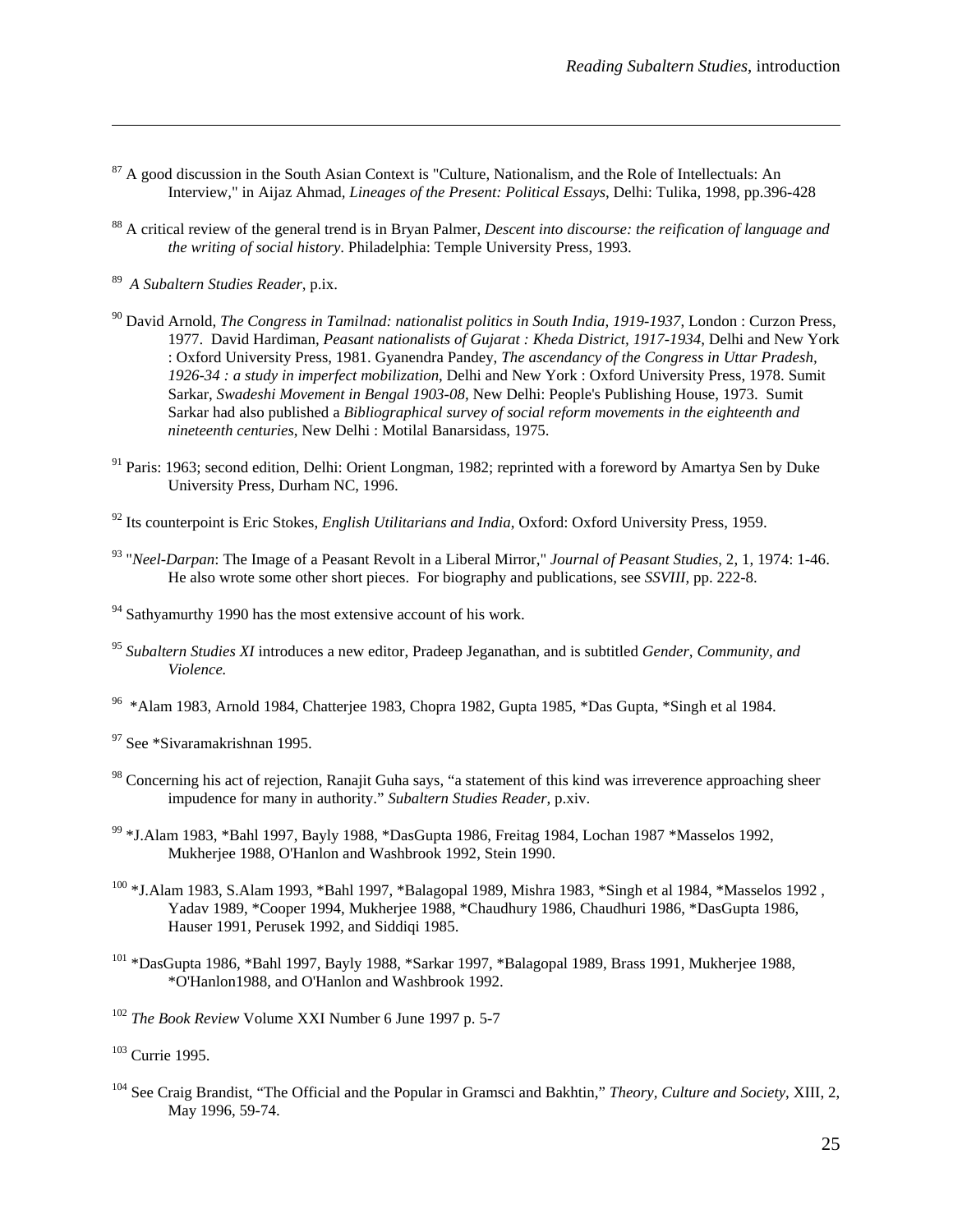[87] A good discussion in the South Asian Context is "Culture, Nationalism, and the Role of Intellectuals: An Interview," in Aijaz Ahmad, *Lineages of the Present: Political Essays*, Delhi: Tulika, 1998, pp.396-428

[88] A critical review of the general trend is in Bryan Palmer, *Descent into discourse: the reification of language and the writing of social history*. Philadelphia: Temple University Press, 1993.

[89] *A Subaltern Studies Reader*, p.ix.

[90] David Arnold, *The Congress in Tamilnad: nationalist politics in South India, 1919-1937*, London : Curzon Press, 1977. David Hardiman, *Peasant nationalists of Gujarat : Kheda District, 1917-1934*, Delhi and New York : Oxford University Press, 1981. Gyanendra Pandey, *The ascendancy of the Congress in Uttar Pradesh, 1926-34 : a study in imperfect mobilization*, Delhi and New York : Oxford University Press, 1978. Sumit Sarkar, *Swadeshi Movement in Bengal 1903-08*, New Delhi: People's Publishing House, 1973. Sumit Sarkar had also published a *Bibliographical survey of social reform movements in the eighteenth and nineteenth centuries*, New Delhi : Motilal Banarsidass, 1975.

[91] Paris: 1963; second edition, Delhi: Orient Longman, 1982; reprinted with a foreword by Amartya Sen by Duke University Press, Durham NC, 1996.

[92] Its counterpoint is Eric Stokes, *English Utilitarians and India*, Oxford: Oxford University Press, 1959.

[93] "*Neel-Darpan*: The Image of a Peasant Revolt in a Liberal Mirror," *Journal of Peasant Studies*, 2, 1, 1974: 1-46. He also wrote some other short pieces. For biography and publications, see *SSVIII*, pp. 222-8.

[94] Sathyamurthy 1990 has the most extensive account of his work.

[95] *Subaltern Studies XI* introduces a new editor, Pradeep Jeganathan, and is subtitled *Gender, Community, and Violence.*

[96] *Alam 1983, Arnold 1984, Chatterjee 1983, Chopra 1982, Gupta 1985, *Das Gupta, *Singh et al 1984.

[97] See *Sivaramakrishnan 1995.

[98] Concerning his act of rejection, Ranajit Guha says, "a statement of this kind was irreverence approaching sheer impudence for many in authority." *Subaltern Studies Reader*, p.xiv.

[99] *J.Alam 1983, *Bahl 1997, Bayly 1988, *DasGupta 1986, Freitag 1984, Lochan 1987 *Masselos 1992, Mukherjee 1988, O'Hanlon and Washbrook 1992, Stein 1990.

[100] *J.Alam 1983, S.Alam 1993, *Bahl 1997, *Balagopal 1989, Mishra 1983, *Singh et al 1984, *Masselos 1992 , Yadav 1989, *Cooper 1994, Mukherjee 1988, *Chaudhury 1986, Chaudhuri 1986, *DasGupta 1986, Hauser 1991, Perusek 1992, and Siddiqi 1985.

[101] *DasGupta 1986, *Bahl 1997, Bayly 1988, *Sarkar 1997, *Balagopal 1989, Brass 1991, Mukherjee 1988, *O'Hanlon1988, and O'Hanlon and Washbrook 1992.

[102] *The Book Review* Volume XXI Number 6 June 1997 p. 5-7

[103] Currie 1995.

[104] See Craig Brandist, "The Official and the Popular in Gramsci and Bakhtin," *Theory, Culture and Society,* XIII, 2, May 1996, 59-74.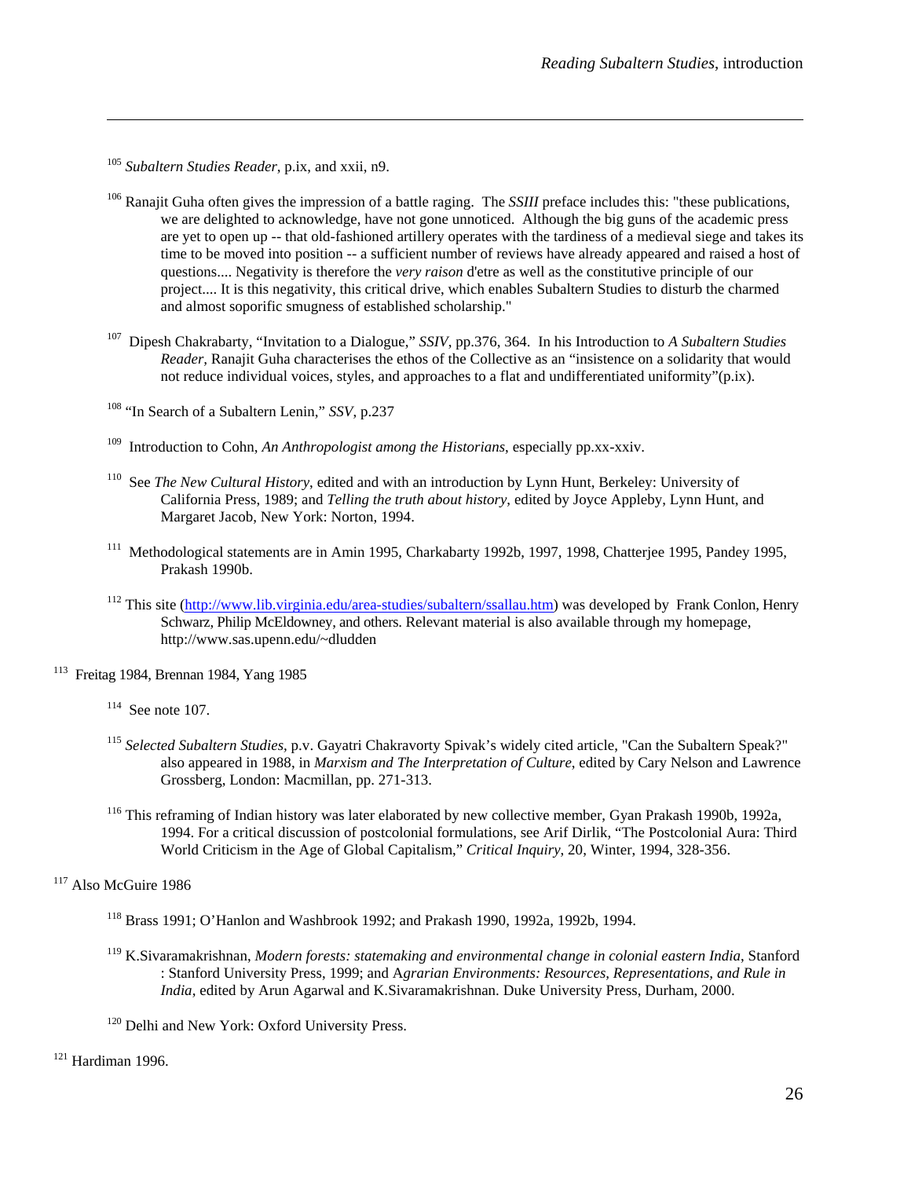[105] *Subaltern Studies Reader*, p.ix, and xxii, n9.

[106] Ranajit Guha often gives the impression of a battle raging. The *SSIII* preface includes this: "these publications, we are delighted to acknowledge, have not gone unnoticed. Although the big guns of the academic press are yet to open up -- that old-fashioned artillery operates with the tardiness of a medieval siege and takes its time to be moved into position -- a sufficient number of reviews have already appeared and raised a host of questions.... Negativity is therefore the *very raison* d'etre as well as the constitutive principle of our project.... It is this negativity, this critical drive, which enables Subaltern Studies to disturb the charmed and almost soporific smugness of established scholarship."

[107] Dipesh Chakrabarty, "Invitation to a Dialogue," *SSIV*, pp.376, 364. In his Introduction to *A Subaltern Studies Reader*, Ranajit Guha characterises the ethos of the Collective as an "insistence on a solidarity that would not reduce individual voices, styles, and approaches to a flat and undifferentiated uniformity"(p.ix).

[108] "In Search of a Subaltern Lenin," *SSV*, p.237

[109] Introduction to Cohn, *An Anthropologist among the Historians*, especially pp.xx-xxiv.

[110] See *The New Cultural History*, edited and with an introduction by Lynn Hunt, Berkeley: University of California Press, 1989; and *Telling the truth about history*, edited by Joyce Appleby, Lynn Hunt, and Margaret Jacob, New York: Norton, 1994.

[111] Methodological statements are in Amin 1995, Charkabarty 1992b, 1997, 1998, Chatterjee 1995, Pandey 1995, Prakash 1990b.

[112] This site (http://www.lib.virginia.edu/area-studies/subaltern/ssallau.htm) was developed by Frank Conlon, Henry Schwarz, Philip McEldowney, and others. Relevant material is also available through my homepage, http://www.sas.upenn.edu/~dludden

[113] Freitag 1984, Brennan 1984, Yang 1985

[114] See note 107.

[115] *Selected Subaltern Studies*, p.v. Gayatri Chakravorty Spivak's widely cited article, "Can the Subaltern Speak?" also appeared in 1988, in *Marxism and The Interpretation of Culture*, edited by Cary Nelson and Lawrence Grossberg, London: Macmillan, pp. 271-313.

[116] This reframing of Indian history was later elaborated by new collective member, Gyan Prakash 1990b, 1992a, 1994. For a critical discussion of postcolonial formulations, see Arif Dirlik, "The Postcolonial Aura: Third World Criticism in the Age of Global Capitalism," *Critical Inquiry*, 20, Winter, 1994, 328-356.

[117] Also McGuire 1986

[118] Brass 1991; O'Hanlon and Washbrook 1992; and Prakash 1990, 1992a, 1992b, 1994.

[119] K.Sivaramakrishnan, *Modern forests: statemaking and environmental change in colonial eastern India*, Stanford : Stanford University Press, 1999; and A*grarian Environments: Resources, Representations, and Rule in India*, edited by Arun Agarwal and K.Sivaramakrishnan. Duke University Press, Durham, 2000.

[120] Delhi and New York: Oxford University Press.

[121] Hardiman 1996.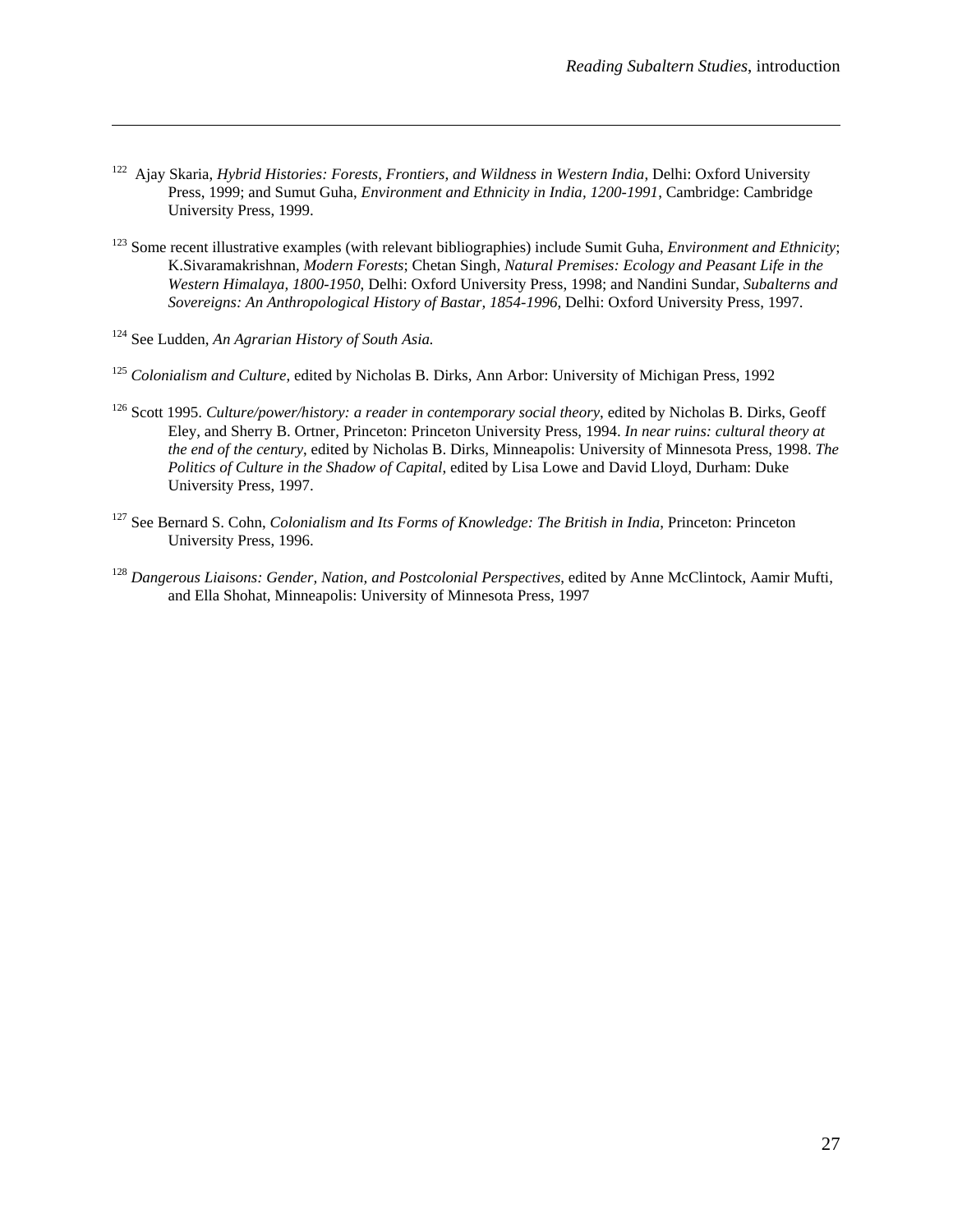[122] Ajay Skaria, *Hybrid Histories: Forests, Frontiers, and Wildness in Western India*, Delhi: Oxford University Press, 1999; and Sumut Guha, *Environment and Ethnicity in India, 1200-1991*, Cambridge: Cambridge University Press, 1999.

[123] Some recent illustrative examples (with relevant bibliographies) include Sumit Guha, *Environment and Ethnicity*; K.Sivaramakrishnan, *Modern Forests*; Chetan Singh, *Natural Premises: Ecology and Peasant Life in the Western Himalaya, 1800-1950,* Delhi: Oxford University Press, 1998; and Nandini Sundar, *Subalterns and Sovereigns: An Anthropological History of Bastar, 1854-1996*, Delhi: Oxford University Press, 1997.

[124] See Ludden, *An Agrarian History of South Asia.*

[125] *Colonialism and Culture*, edited by Nicholas B. Dirks, Ann Arbor: University of Michigan Press, 1992

[126] Scott 1995. *Culture/power/history: a reader in contemporary social theory*, edited by Nicholas B. Dirks, Geoff Eley, and Sherry B. Ortner, Princeton: Princeton University Press, 1994. *In near ruins: cultural theory at the end of the century*, edited by Nicholas B. Dirks, Minneapolis: University of Minnesota Press, 1998. *The Politics of Culture in the Shadow of Capital*, edited by Lisa Lowe and David Lloyd, Durham: Duke University Press, 1997.

[127] See Bernard S. Cohn, *Colonialism and Its Forms of Knowledge: The British in India*, Princeton: Princeton University Press, 1996.

[128] *Dangerous Liaisons: Gender, Nation, and Postcolonial Perspectives*, edited by Anne McClintock, Aamir Mufti, and Ella Shohat, Minneapolis: University of Minnesota Press, 1997